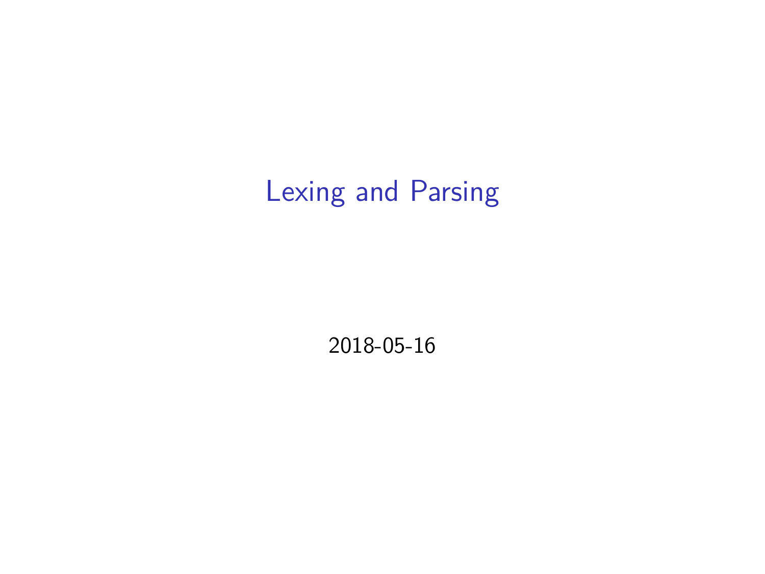# Lexing and Parsing

2018-05-16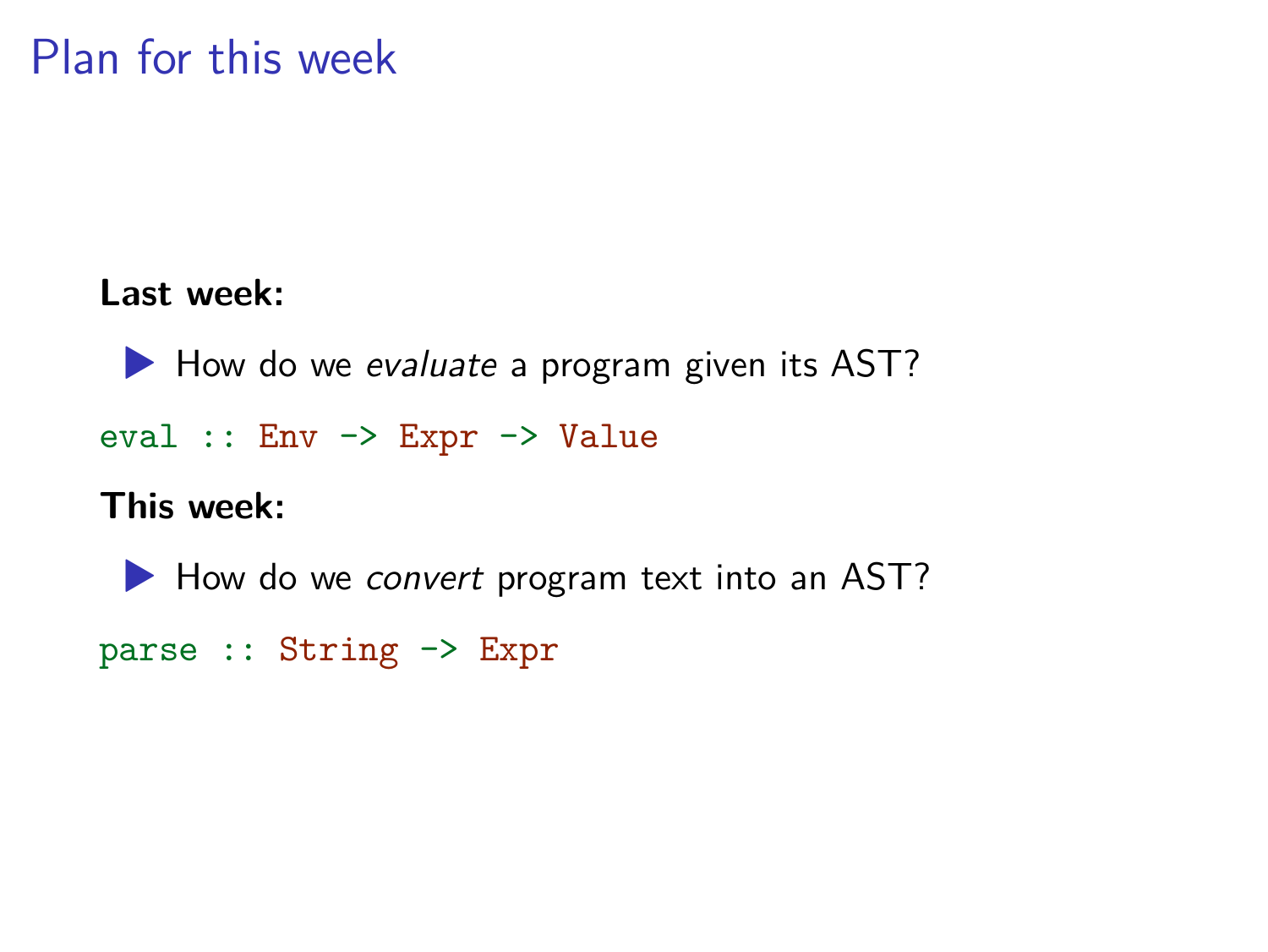# Plan for this week

**Last week:**

- How do we *evaluate* a program given its AST?

```
eval :: Env -> Expr -> Value
```

**This week:**

- How do we *convert* program text into an AST?

```
parse :: String -> Expr
```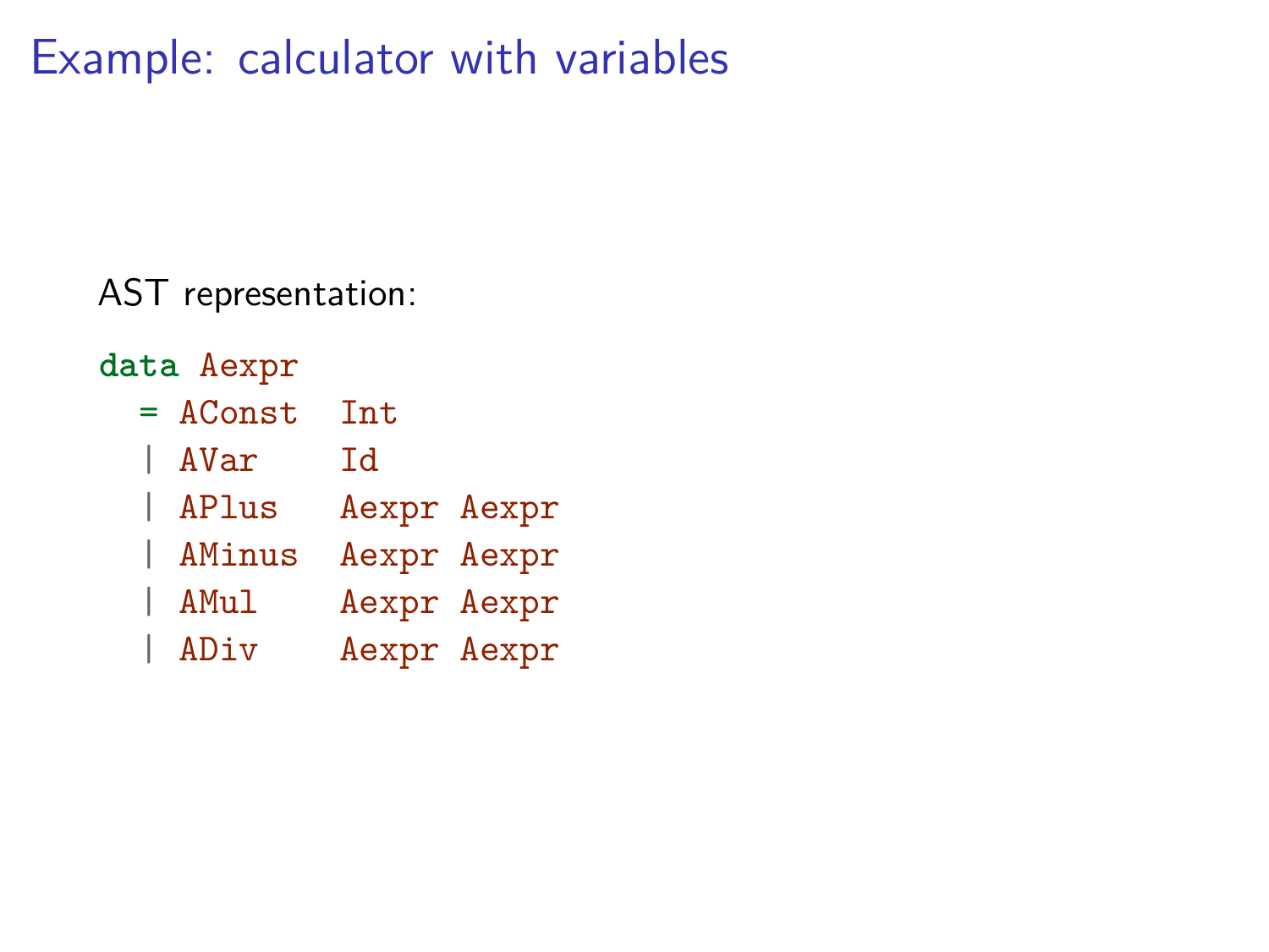# Example: calculator with variables

AST representation:

```
data Aexpr
  = AConst  Int
  | AVar    Id
  | APlus   Aexpr Aexpr
  | AMinus  Aexpr Aexpr
  | AMul    Aexpr Aexpr
  | ADiv    Aexpr Aexpr
```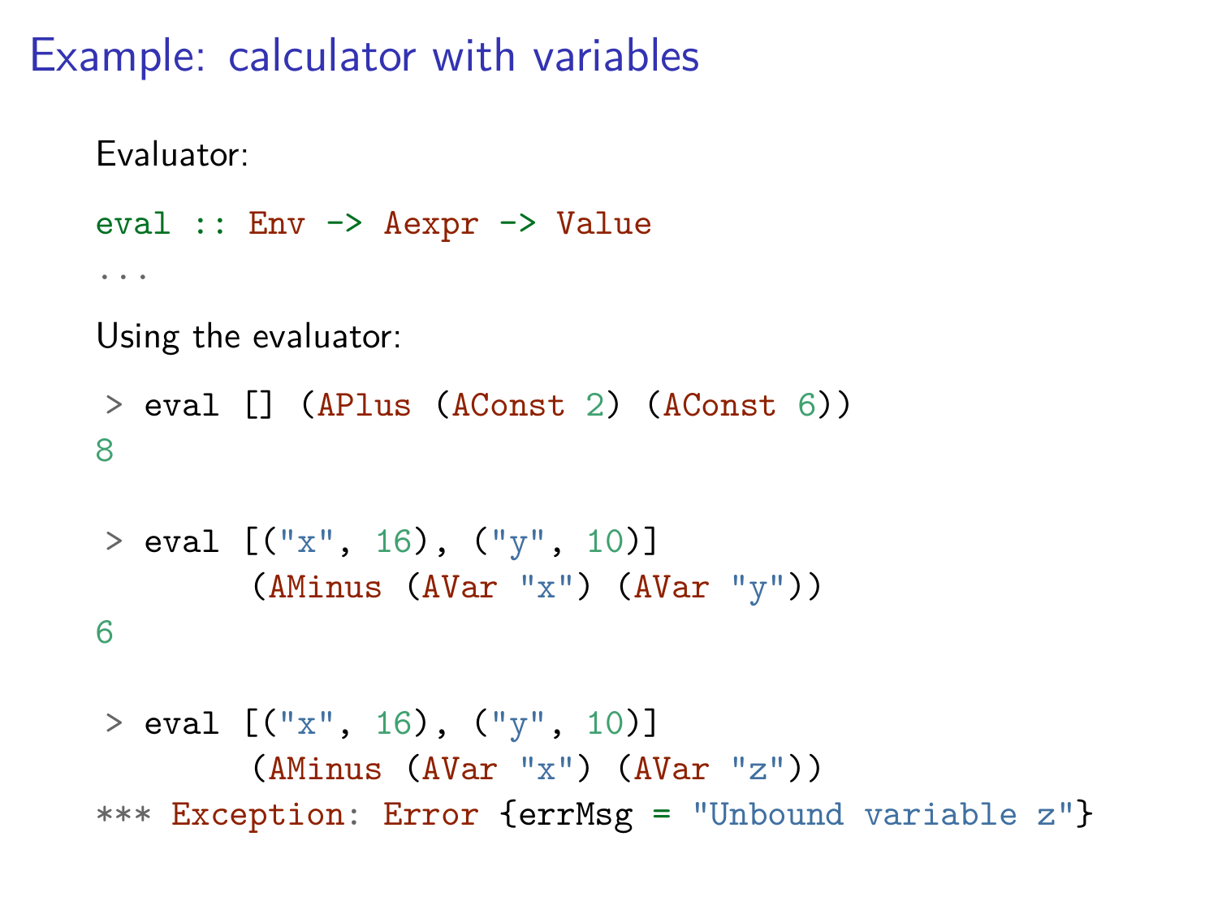# Example: calculator with variables

Evaluator:

```
eval :: Env -> Aexpr -> Value
...
```

Using the evaluator:

```
> eval [] (APlus (AConst 2) (AConst 6))
8

> eval [("x", 16), ("y", 10)]
       (AMinus (AVar "x") (AVar "y"))
6

> eval [("x", 16), ("y", 10)]
       (AMinus (AVar "x") (AVar "z"))
*** Exception: Error {errMsg = "Unbound variable z"}
```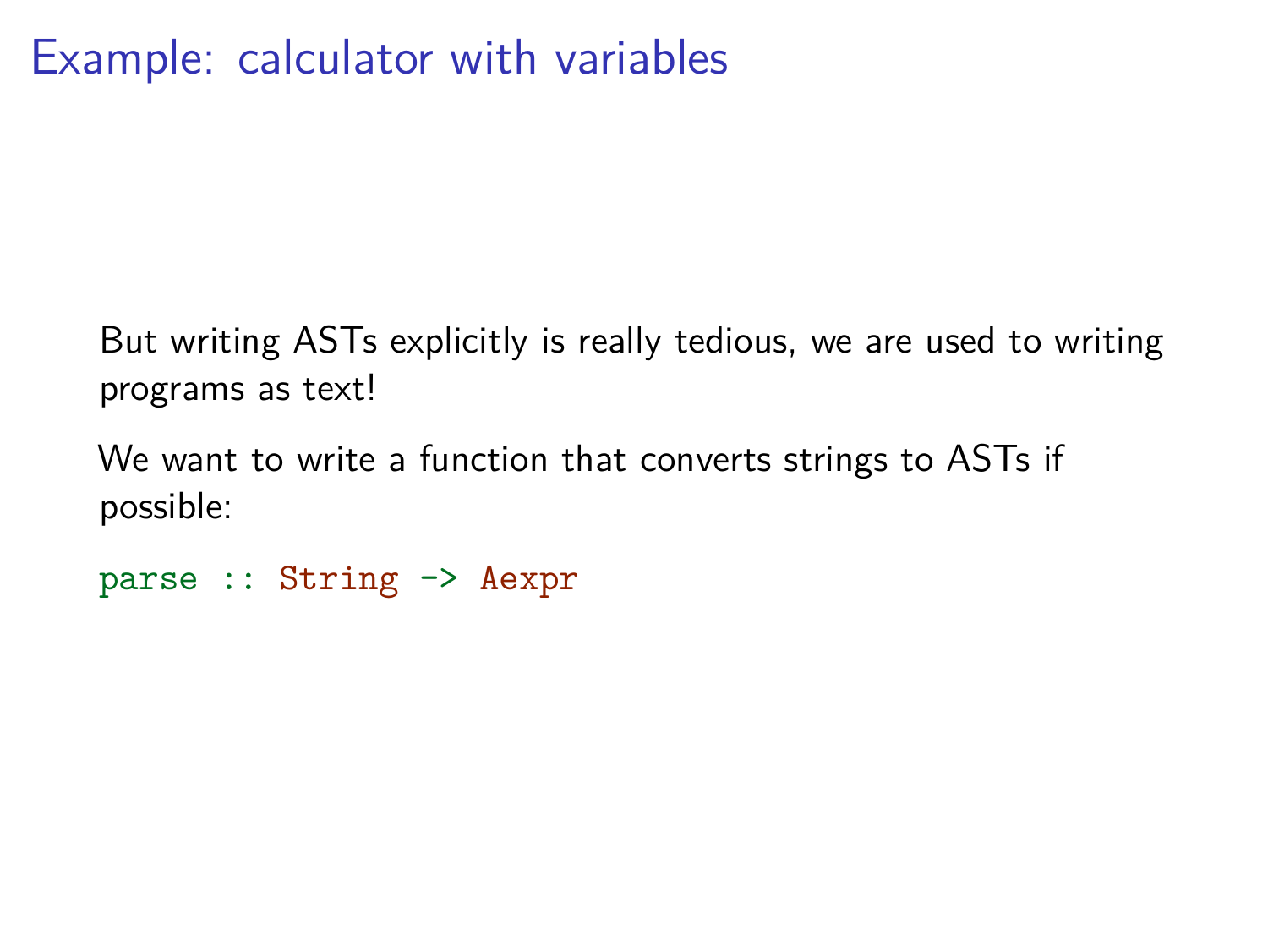# Example: calculator with variables

But writing ASTs explicitly is really tedious, we are used to writing programs as text!

We want to write a function that converts strings to ASTs if possible:

```
parse :: String -> Aexpr
```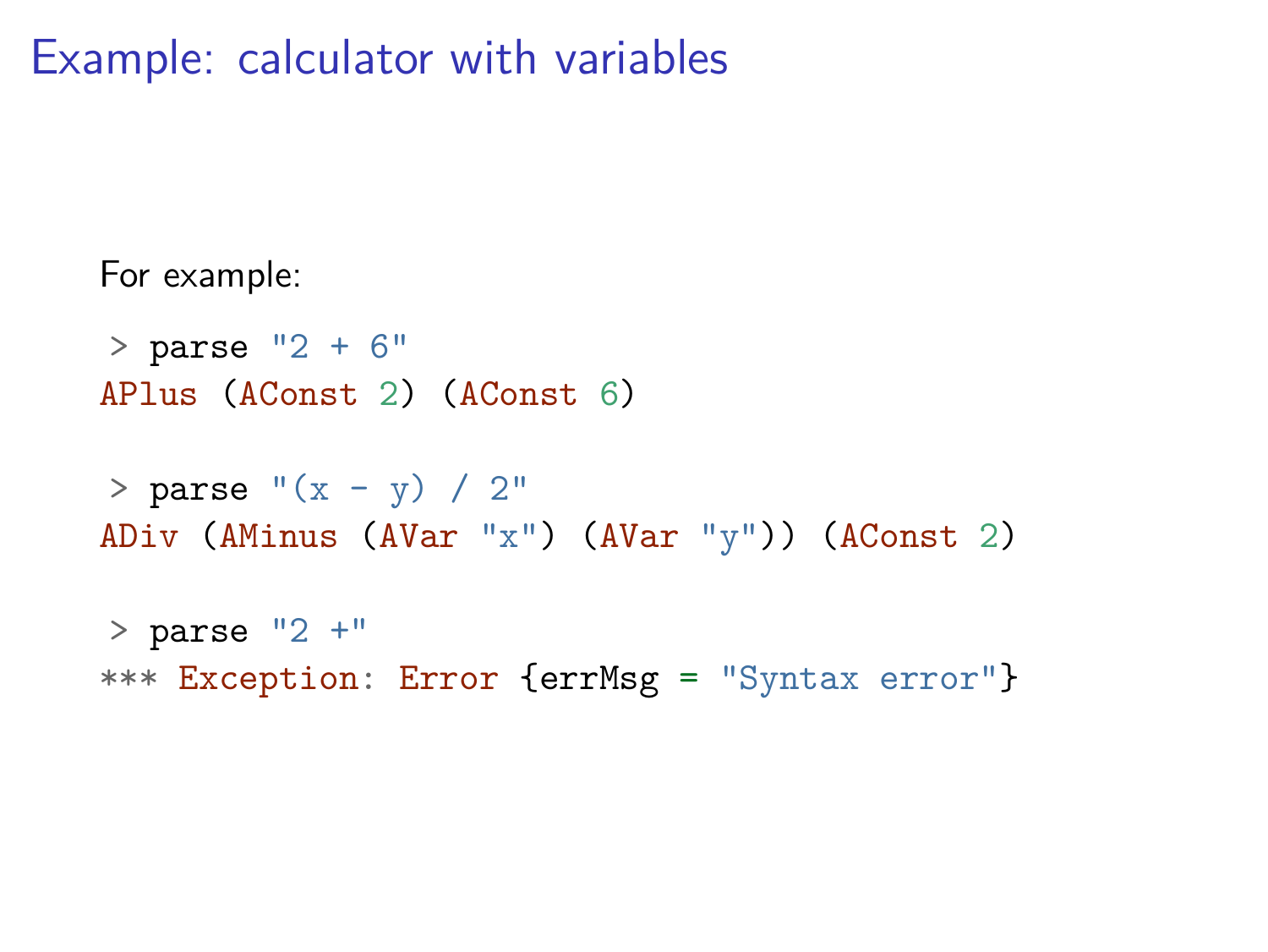# Example: calculator with variables

For example:

```
> parse "2 + 6"
APlus (AConst 2) (AConst 6)

> parse "(x - y) / 2"
ADiv (AMinus (AVar "x") (AVar "y")) (AConst 2)

> parse "2 +"
*** Exception: Error {errMsg = "Syntax error"}
```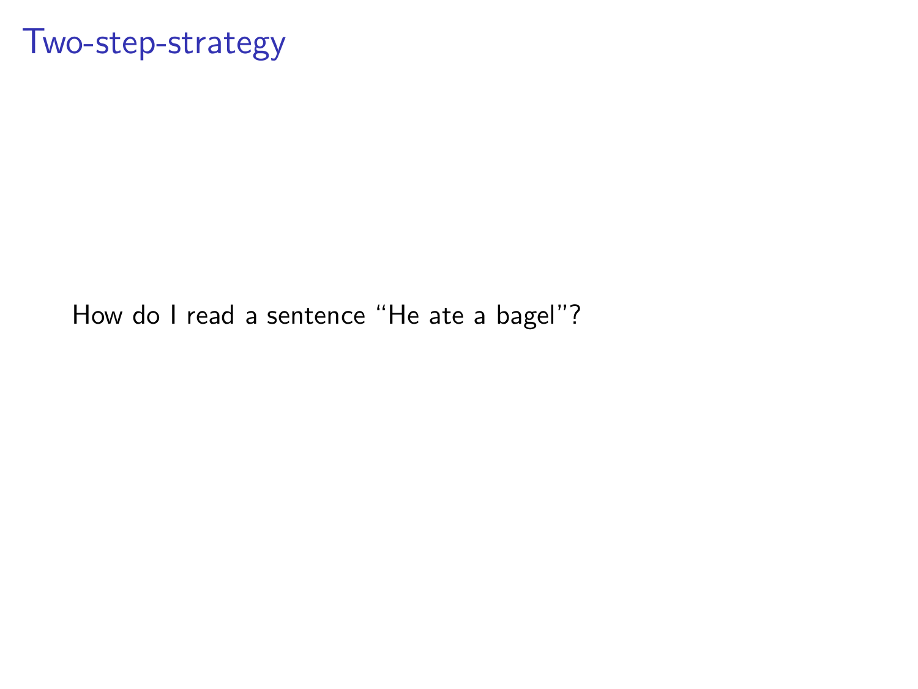# Two-step-strategy

How do I read a sentence “He ate a bagel”?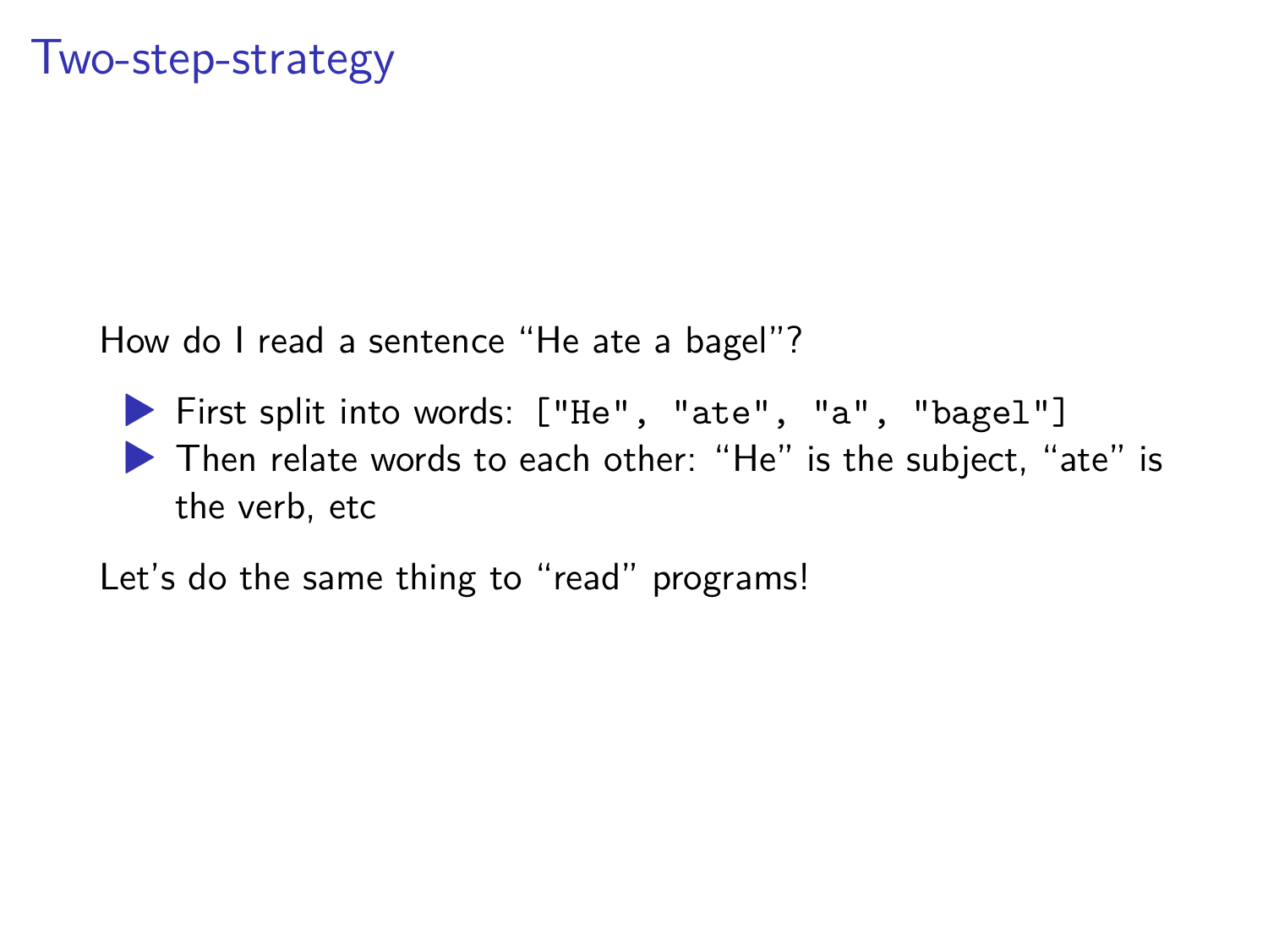# Two-step-strategy

How do I read a sentence “He ate a bagel”?

- First split into words: `["He", "ate", "a", "bagel"]`
- Then relate words to each other: “He” is the subject, “ate” is the verb, etc

Let’s do the same thing to “read” programs!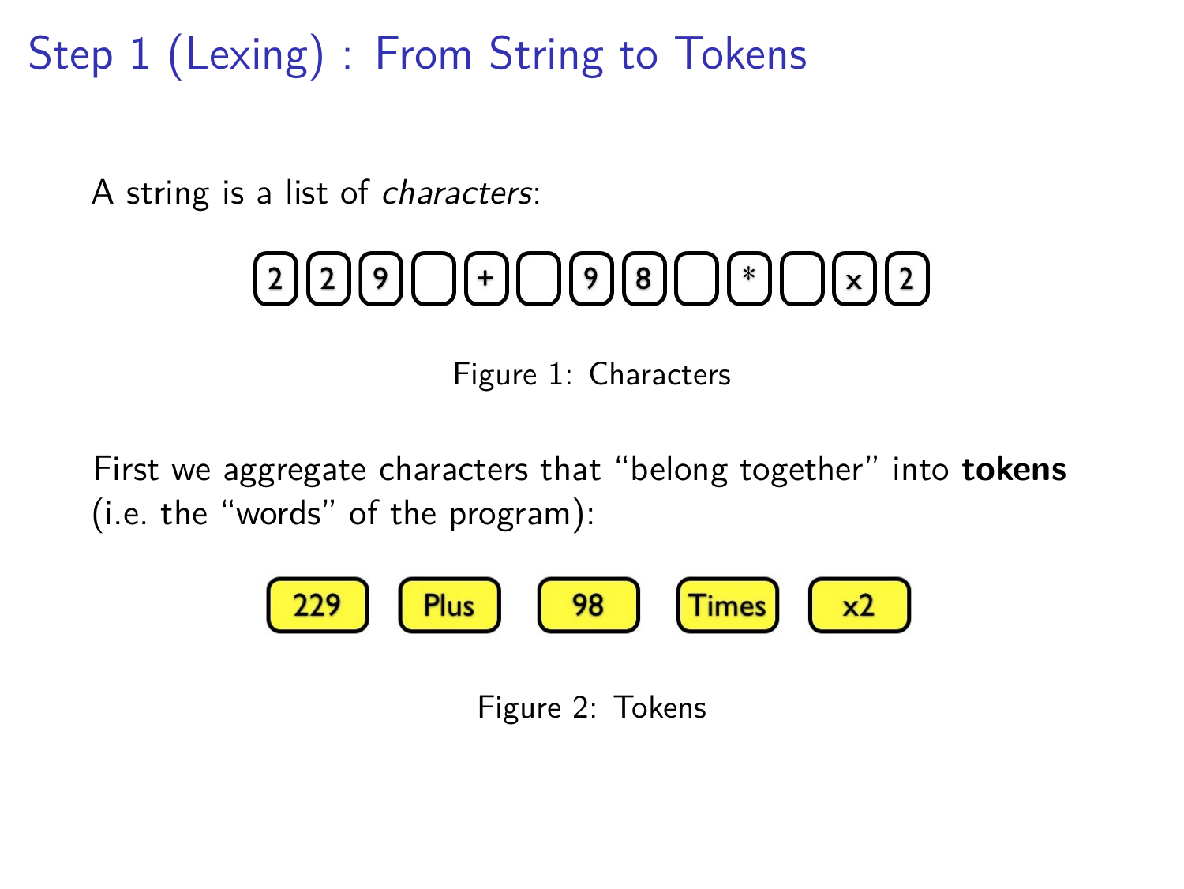# Step 1 (Lexing) : From String to Tokens

A string is a list of *characters*:

2 2 9 ␣ + ␣ 9 8 ␣ * ␣ x 2

Figure 1: Characters

First we aggregate characters that "belong together" into **tokens** (i.e. the "words" of the program):

229 Plus 98 Times x2

Figure 2: Tokens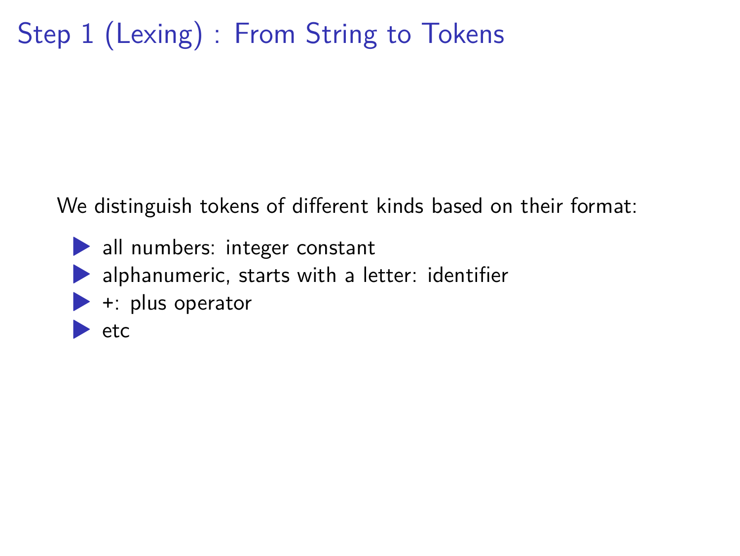# Step 1 (Lexing) : From String to Tokens

We distinguish tokens of different kinds based on their format:

- all numbers: integer constant
- alphanumeric, starts with a letter: identifier
- +: plus operator
- etc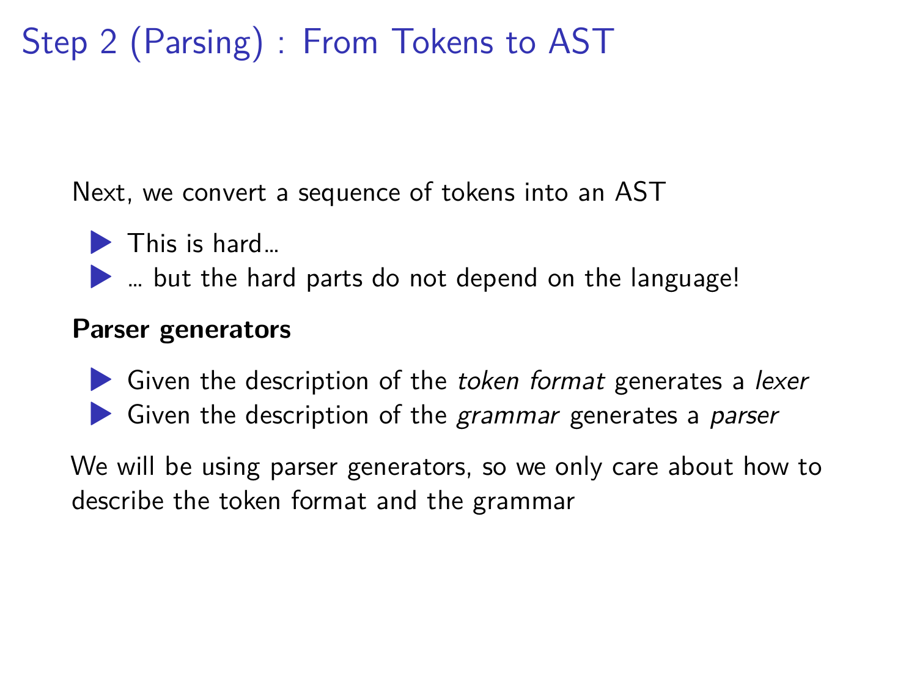# Step 2 (Parsing) : From Tokens to AST

Next, we convert a sequence of tokens into an AST

- This is hard...
- ... but the hard parts do not depend on the language!

**Parser generators**

- Given the description of the *token format* generates a *lexer*
- Given the description of the *grammar* generates a *parser*

We will be using parser generators, so we only care about how to describe the token format and the grammar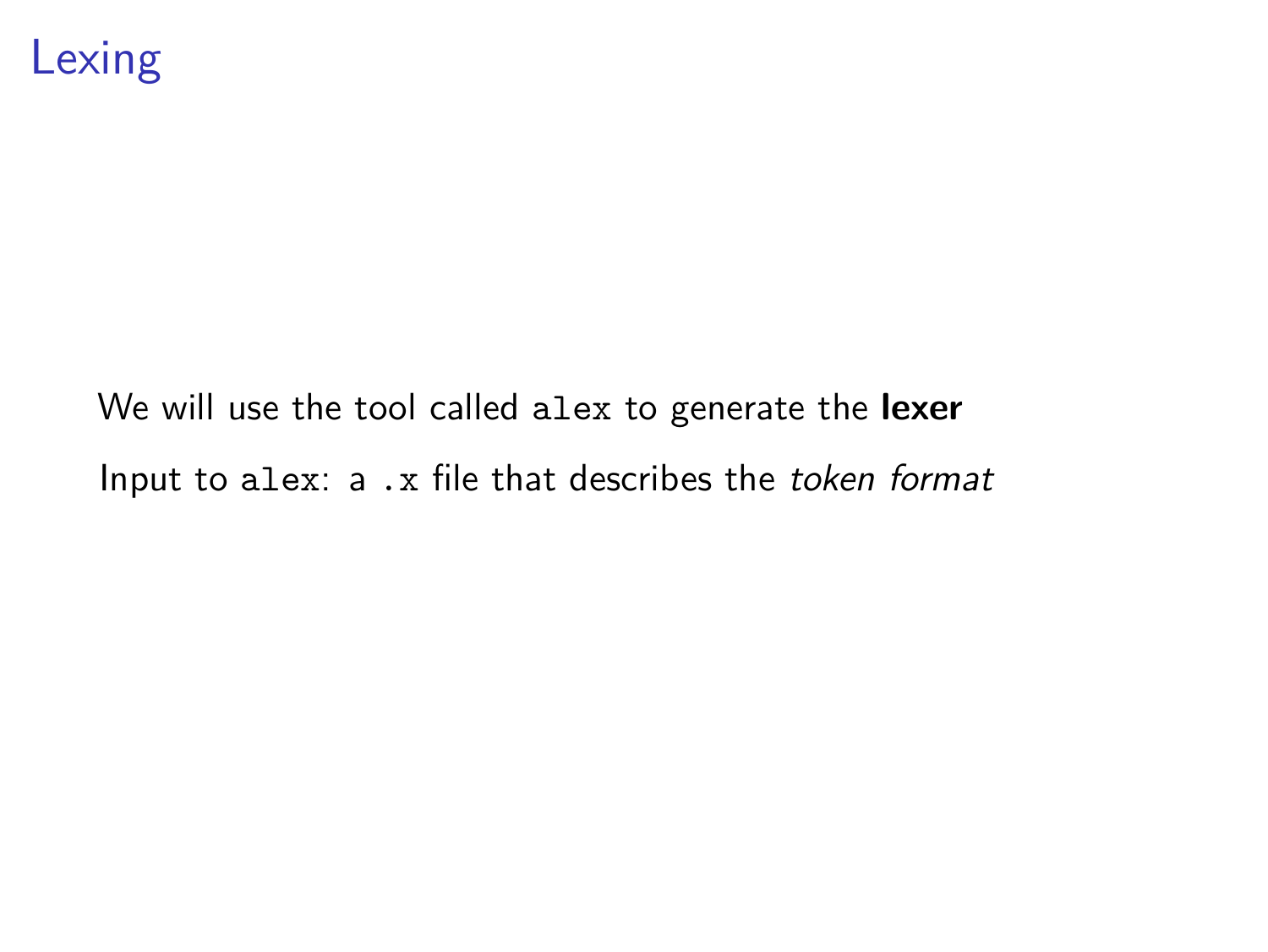# Lexing

We will use the tool called `alex` to generate the **lexer**

Input to `alex`: a `.x` file that describes the *token format*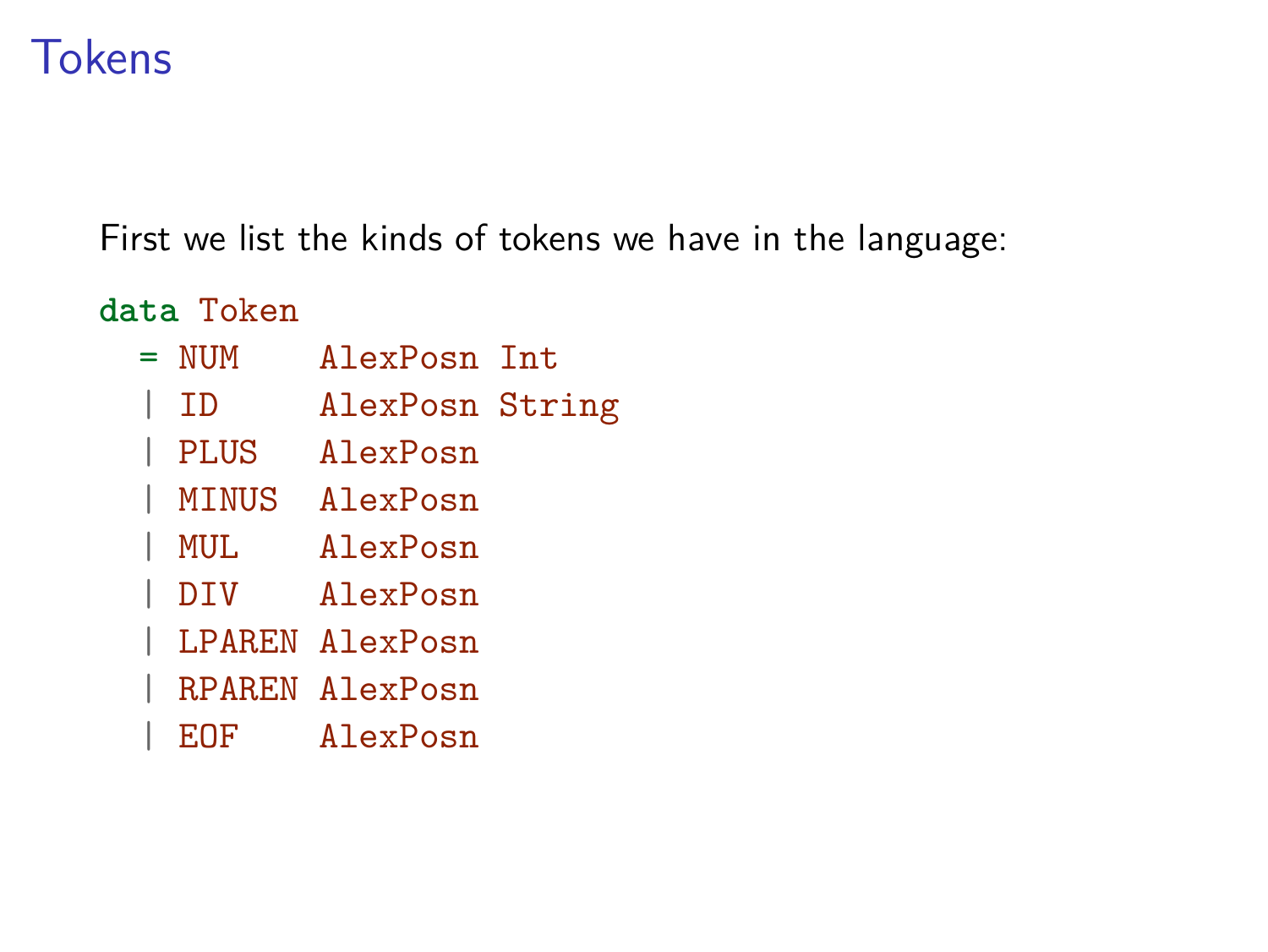# Tokens

First we list the kinds of tokens we have in the language:

```
data Token
  = NUM    AlexPosn Int
  | ID     AlexPosn String
  | PLUS   AlexPosn
  | MINUS  AlexPosn
  | MUL    AlexPosn
  | DIV    AlexPosn
  | LPAREN AlexPosn
  | RPAREN AlexPosn
  | EOF    AlexPosn
```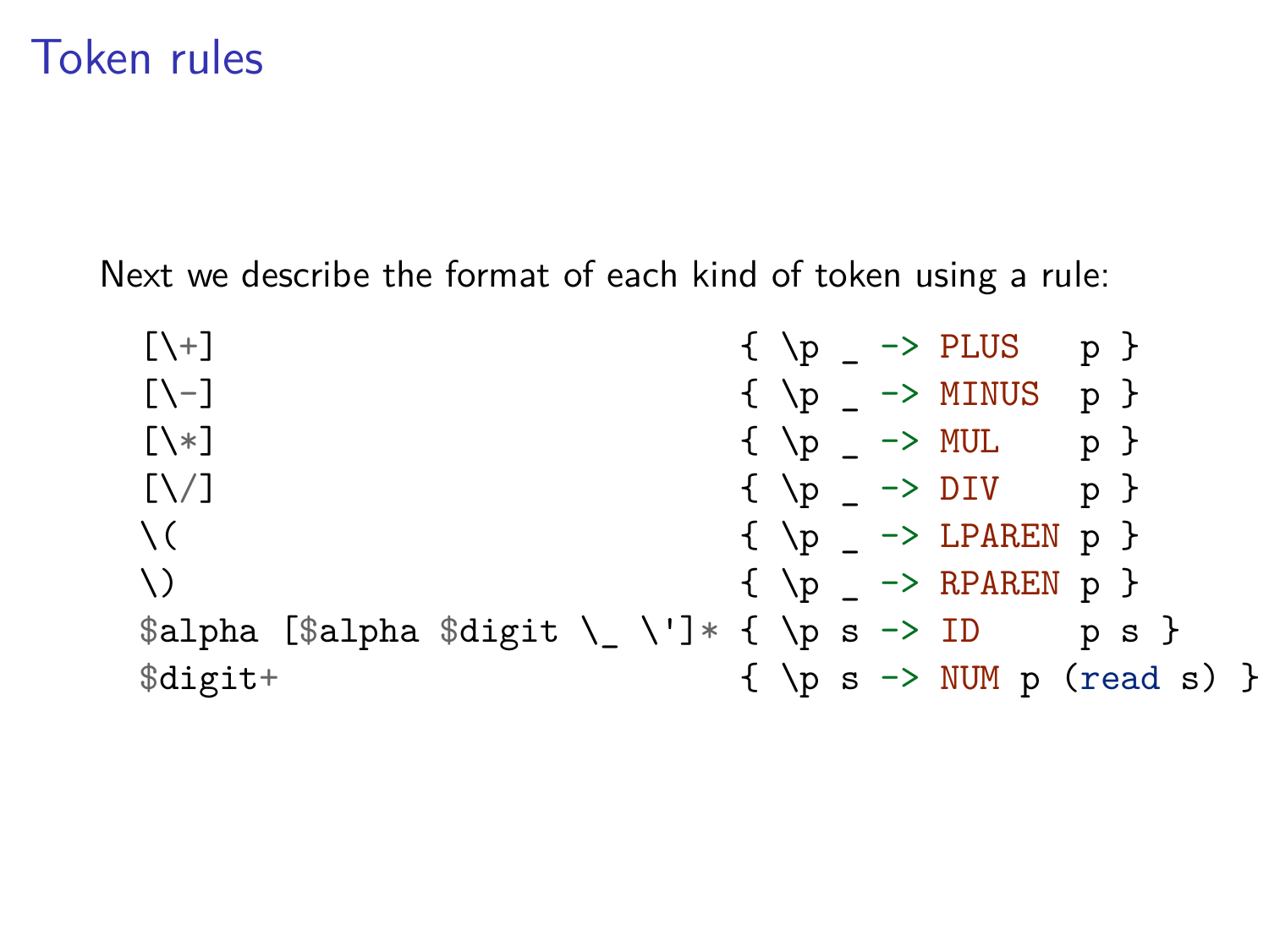# Token rules

Next we describe the format of each kind of token using a rule:

```
[\+]                             { \p _ -> PLUS   p }
[\-]                             { \p _ -> MINUS  p }
[\*]                             { \p _ -> MUL    p }
[\/]                             { \p _ -> DIV    p }
\(                               { \p _ -> LPAREN p }
\)                               { \p _ -> RPAREN p }
$alpha [$alpha $digit \_ \']*    { \p s -> ID     p s }
$digit+                          { \p s -> NUM p (read s) }
```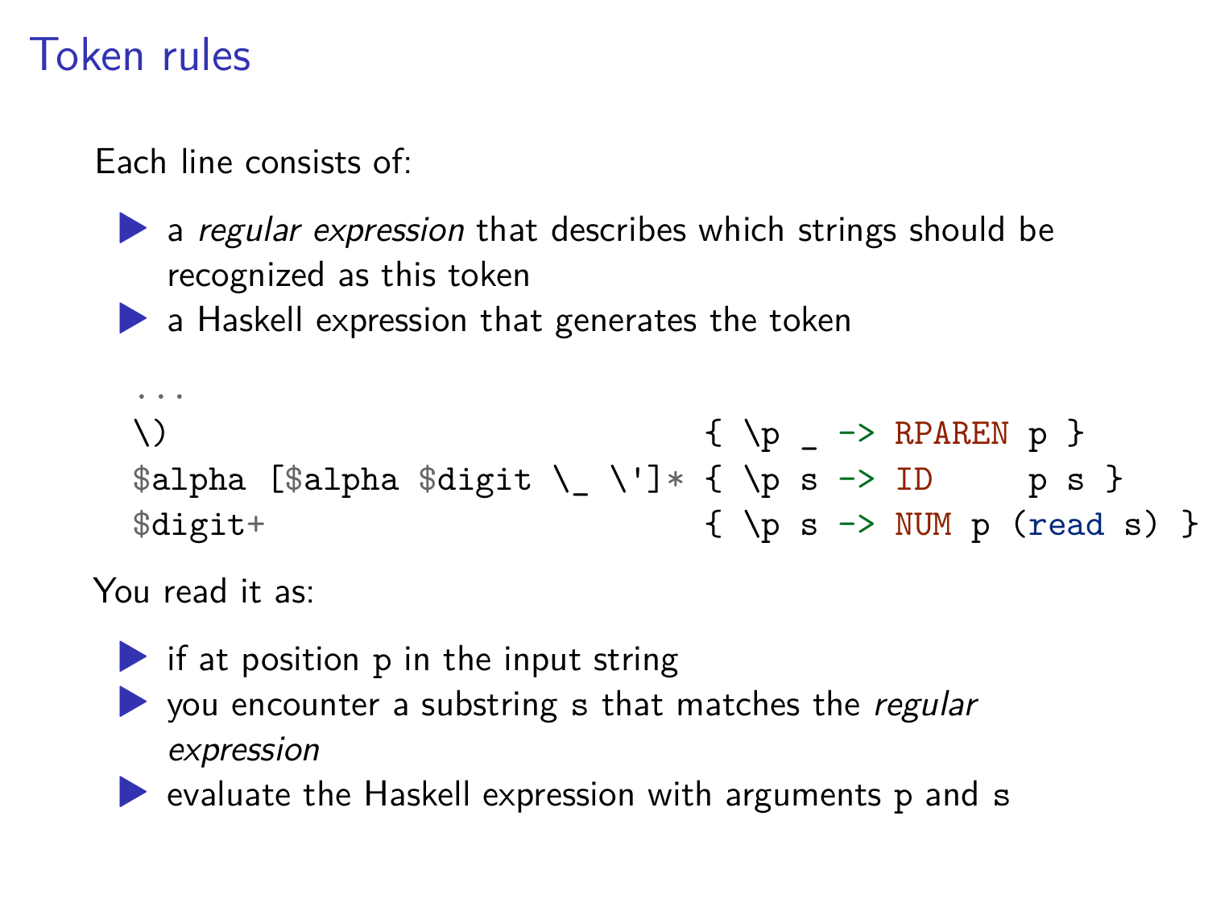# Token rules

Each line consists of:

- a *regular expression* that describes which strings should be recognized as this token
- a Haskell expression that generates the token

```
...
\)                               { \p _ -> RPAREN p }
$alpha [$alpha $digit \_ \']* { \p s -> ID     p s }
$digit+                          { \p s -> NUM p (read s) }
```

You read it as:

- if at position `p` in the input string
- you encounter a substring `s` that matches the *regular expression*
- evaluate the Haskell expression with arguments `p` and `s`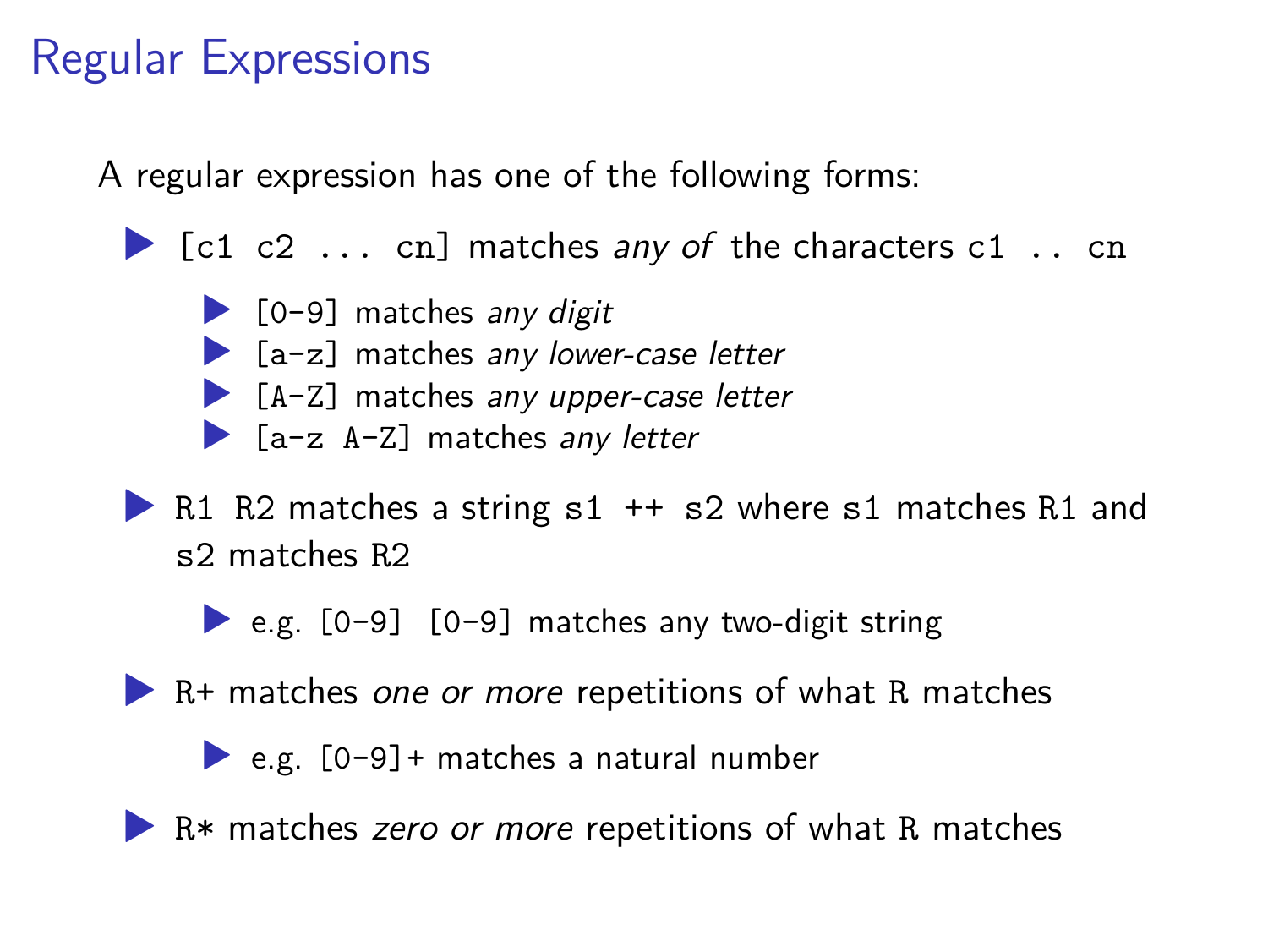# Regular Expressions

A regular expression has one of the following forms:

- `[c1 c2 ... cn]` matches *any of* the characters `c1 .. cn`
  - `[0-9]` matches *any digit*
  - `[a-z]` matches *any lower-case letter*
  - `[A-Z]` matches *any upper-case letter*
  - `[a-z A-Z]` matches *any letter*
- `R1 R2` matches a string `s1 ++ s2` where `s1` matches `R1` and `s2` matches `R2`
  - e.g. `[0-9] [0-9]` matches any two-digit string
- `R+` matches *one or more* repetitions of what `R` matches
  - e.g. `[0-9]+` matches a natural number
- `R*` matches *zero or more* repetitions of what `R` matches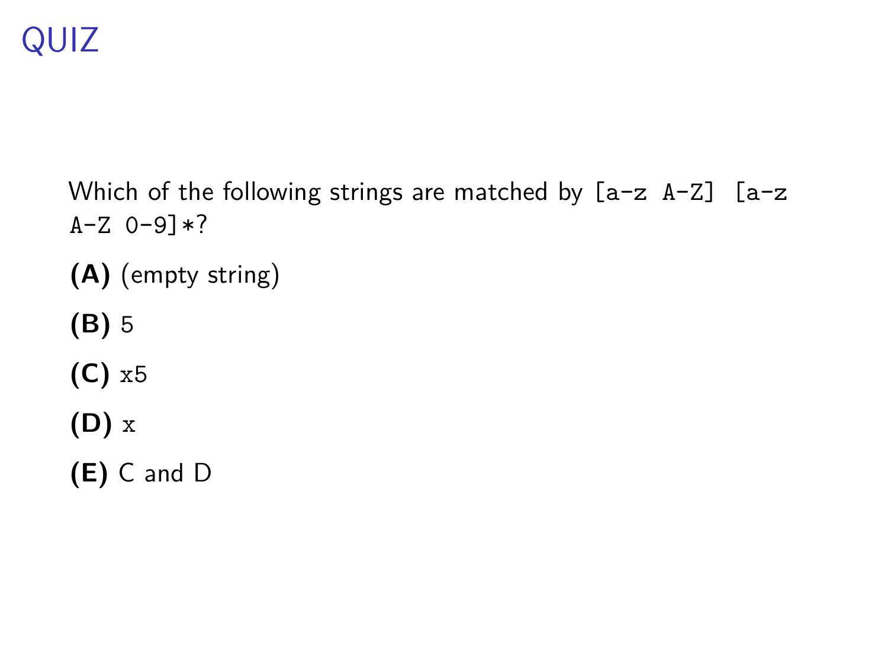# QUIZ

Which of the following strings are matched by `[a-z A-Z] [a-z A-Z 0-9]*`?

**(A)** (empty string)

**(B)** `5`

**(C)** `x5`

**(D)** `x`

**(E)** C and D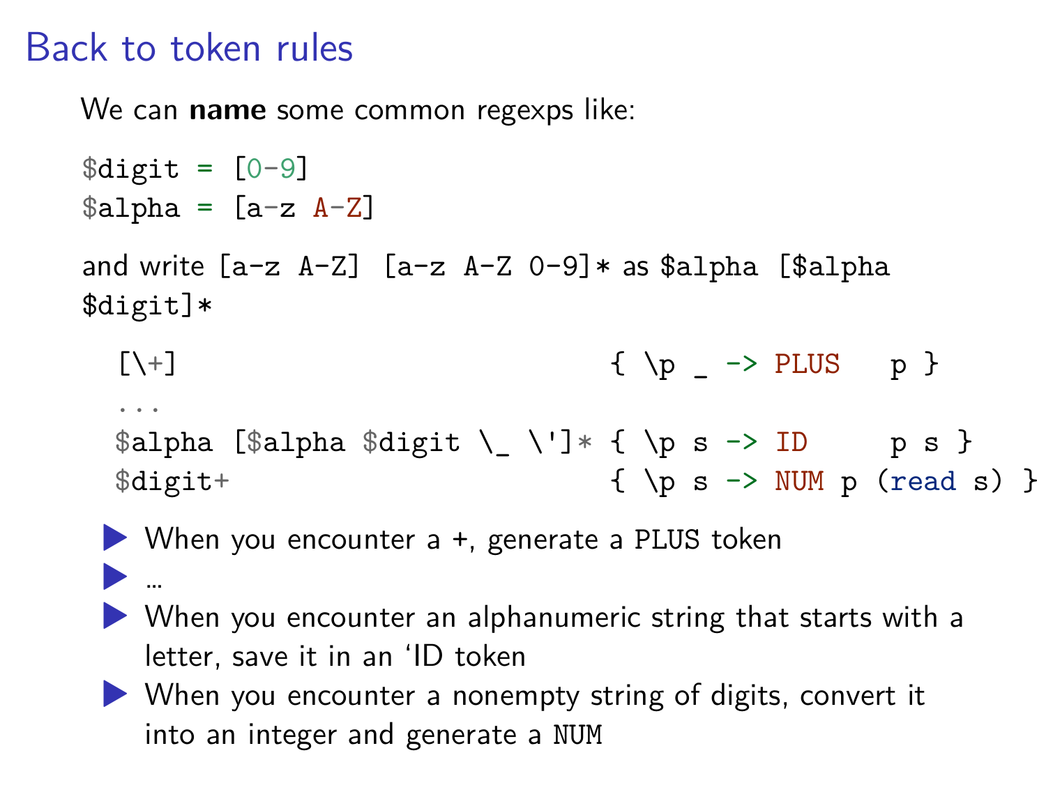# Back to token rules

We can **name** some common regexps like:

```
$digit = [0-9]
$alpha = [a-z A-Z]
```

and write `[a-z A-Z] [a-z A-Z 0-9]*` as `$alpha [$alpha $digit]*`

```
[\+]                          { \p _ -> PLUS   p }
...
$alpha [$alpha $digit \_ \']* { \p s -> ID     p s }
$digit+                       { \p s -> NUM p (read s) }
```

- When you encounter a +, generate a PLUS token
- ...
- When you encounter an alphanumeric string that starts with a letter, save it in an 'ID token
- When you encounter a nonempty string of digits, convert it into an integer and generate a `NUM`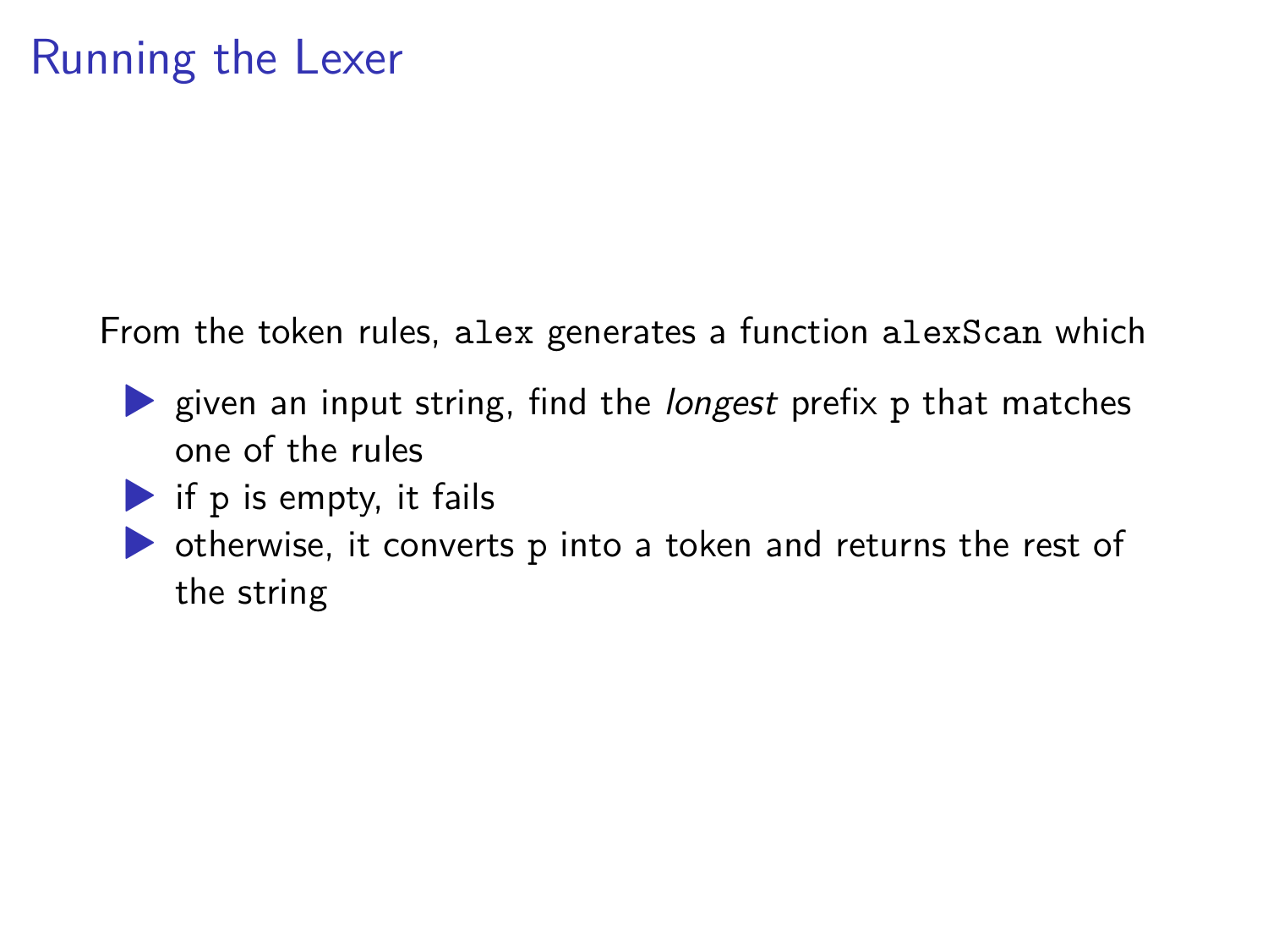# Running the Lexer

From the token rules, `alex` generates a function `alexScan` which

- given an input string, find the *longest* prefix `p` that matches one of the rules
- if `p` is empty, it fails
- otherwise, it converts `p` into a token and returns the rest of the string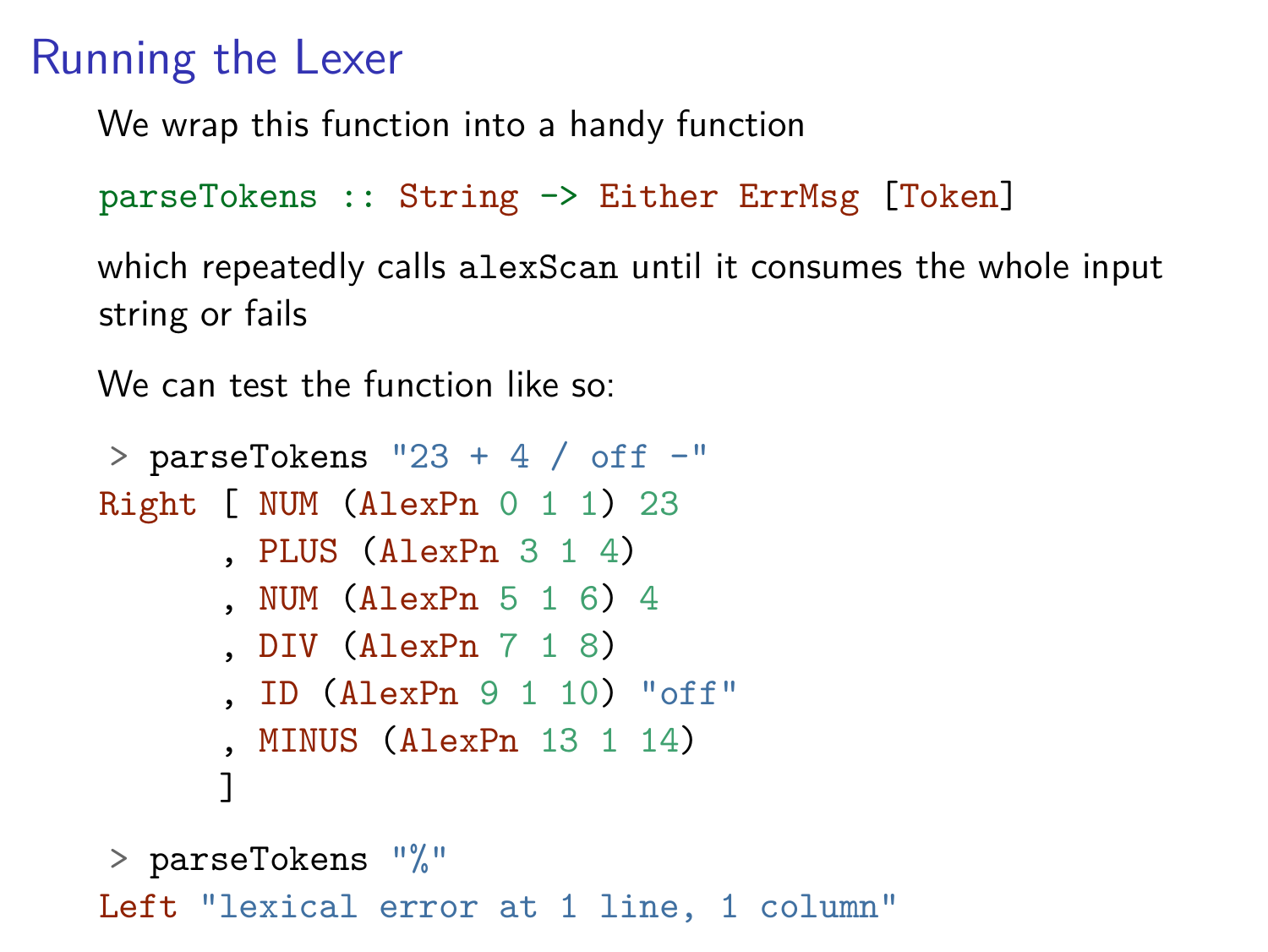# Running the Lexer

We wrap this function into a handy function

```
parseTokens :: String -> Either ErrMsg [Token]
```

which repeatedly calls `alexScan` until it consumes the whole input string or fails

We can test the function like so:

```
> parseTokens "23 + 4 / off -"
Right [ NUM (AlexPn 0 1 1) 23
      , PLUS (AlexPn 3 1 4)
      , NUM (AlexPn 5 1 6) 4
      , DIV (AlexPn 7 1 8)
      , ID (AlexPn 9 1 10) "off"
      , MINUS (AlexPn 13 1 14)
      ]
```

```
> parseTokens "%"
Left "lexical error at 1 line, 1 column"
```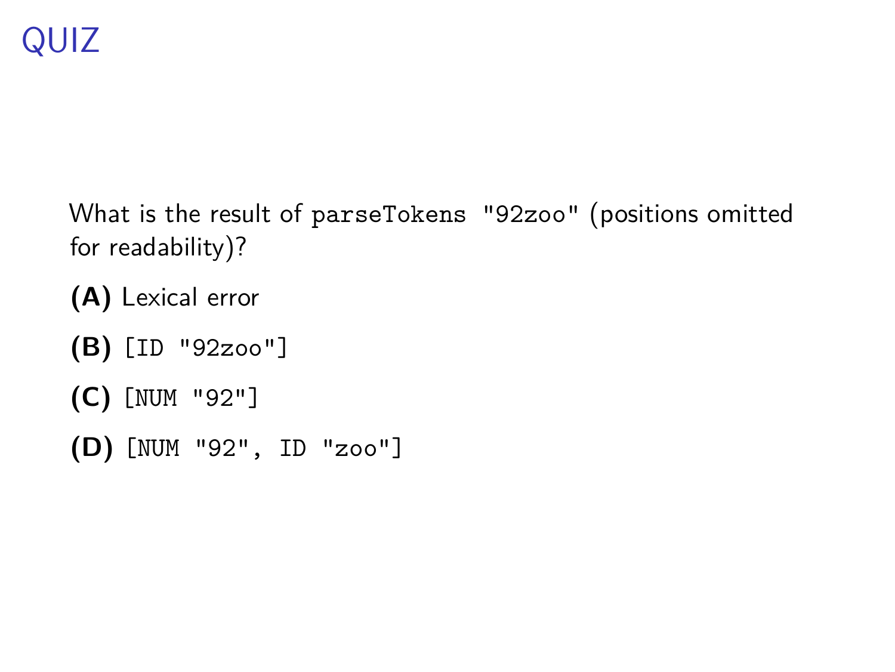# QUIZ

What is the result of `parseTokens "92zoo"` (positions omitted for readability)?

**(A)** Lexical error

**(B)** `[ID "92zoo"]`

**(C)** `[NUM "92"]`

**(D)** `[NUM "92", ID "zoo"]`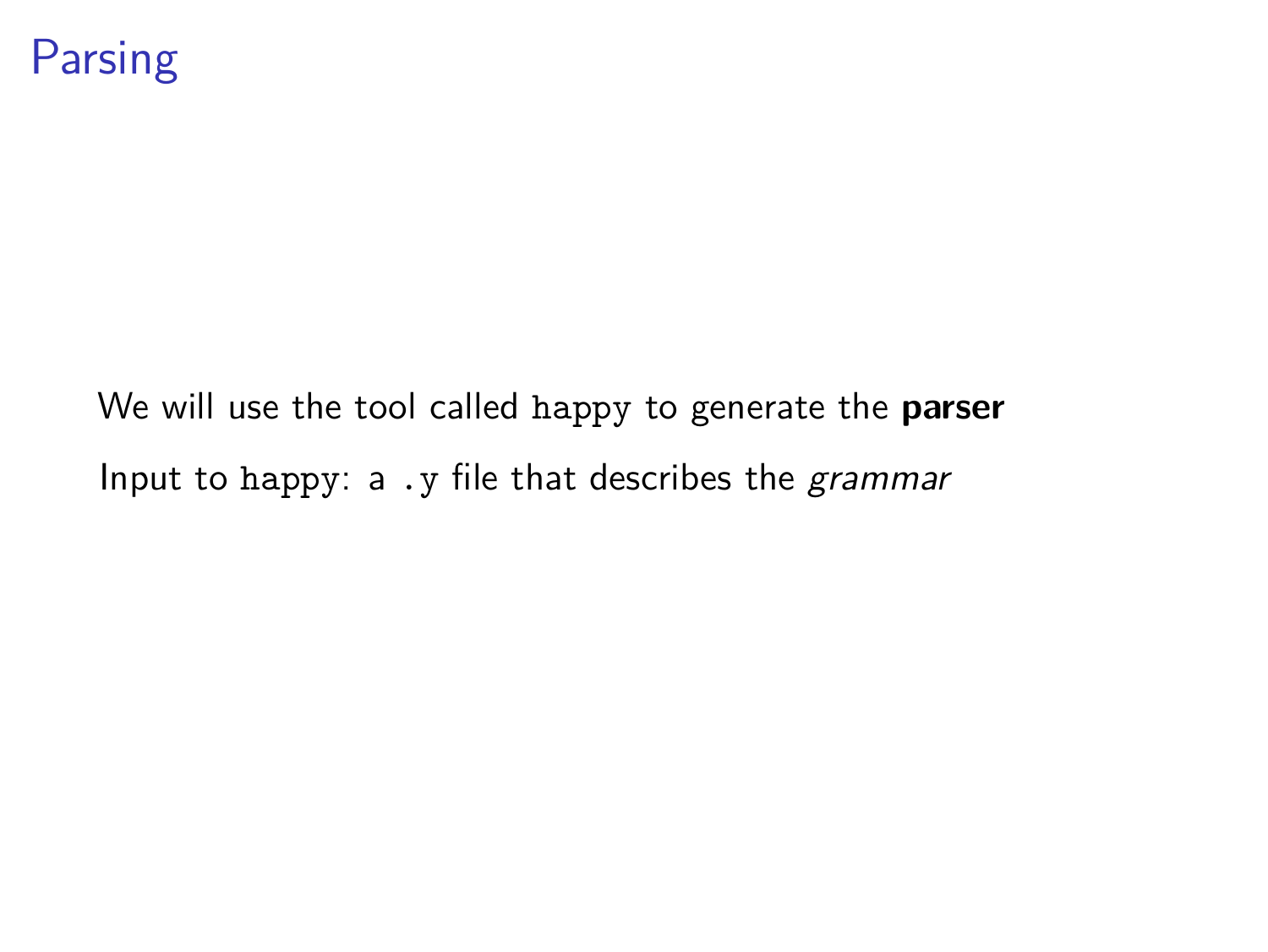# Parsing

We will use the tool called `happy` to generate the **parser**

Input to `happy`: a `.y` file that describes the *grammar*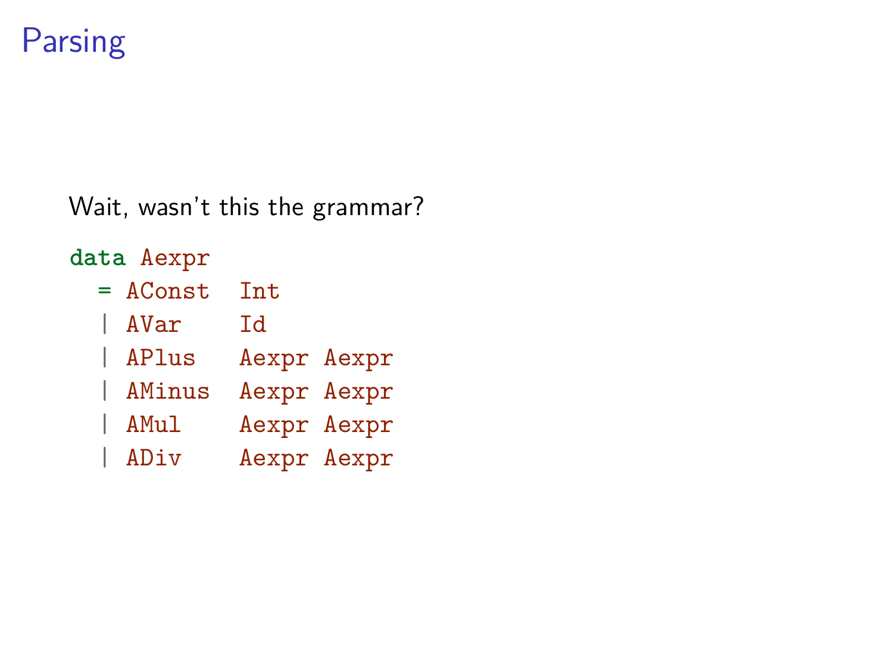# Parsing

Wait, wasn't this the grammar?

```
data Aexpr
  = AConst  Int
  | AVar    Id
  | APlus   Aexpr Aexpr
  | AMinus  Aexpr Aexpr
  | AMul    Aexpr Aexpr
  | ADiv    Aexpr Aexpr
```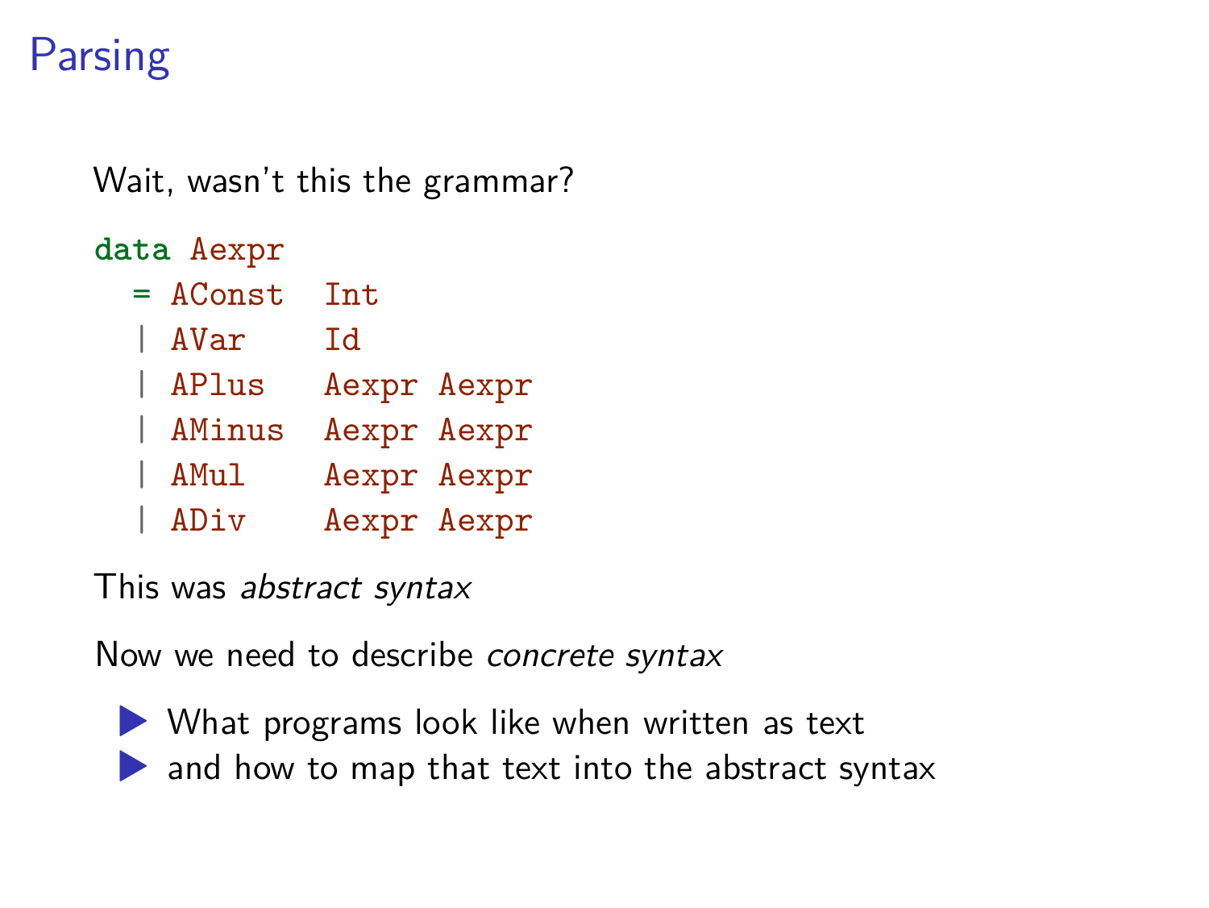# Parsing

Wait, wasn't this the grammar?

```
data Aexpr
  = AConst  Int
  | AVar    Id
  | APlus   Aexpr Aexpr
  | AMinus  Aexpr Aexpr
  | AMul    Aexpr Aexpr
  | ADiv    Aexpr Aexpr
```

This was *abstract syntax*

Now we need to describe *concrete syntax*

- What programs look like when written as text
- and how to map that text into the abstract syntax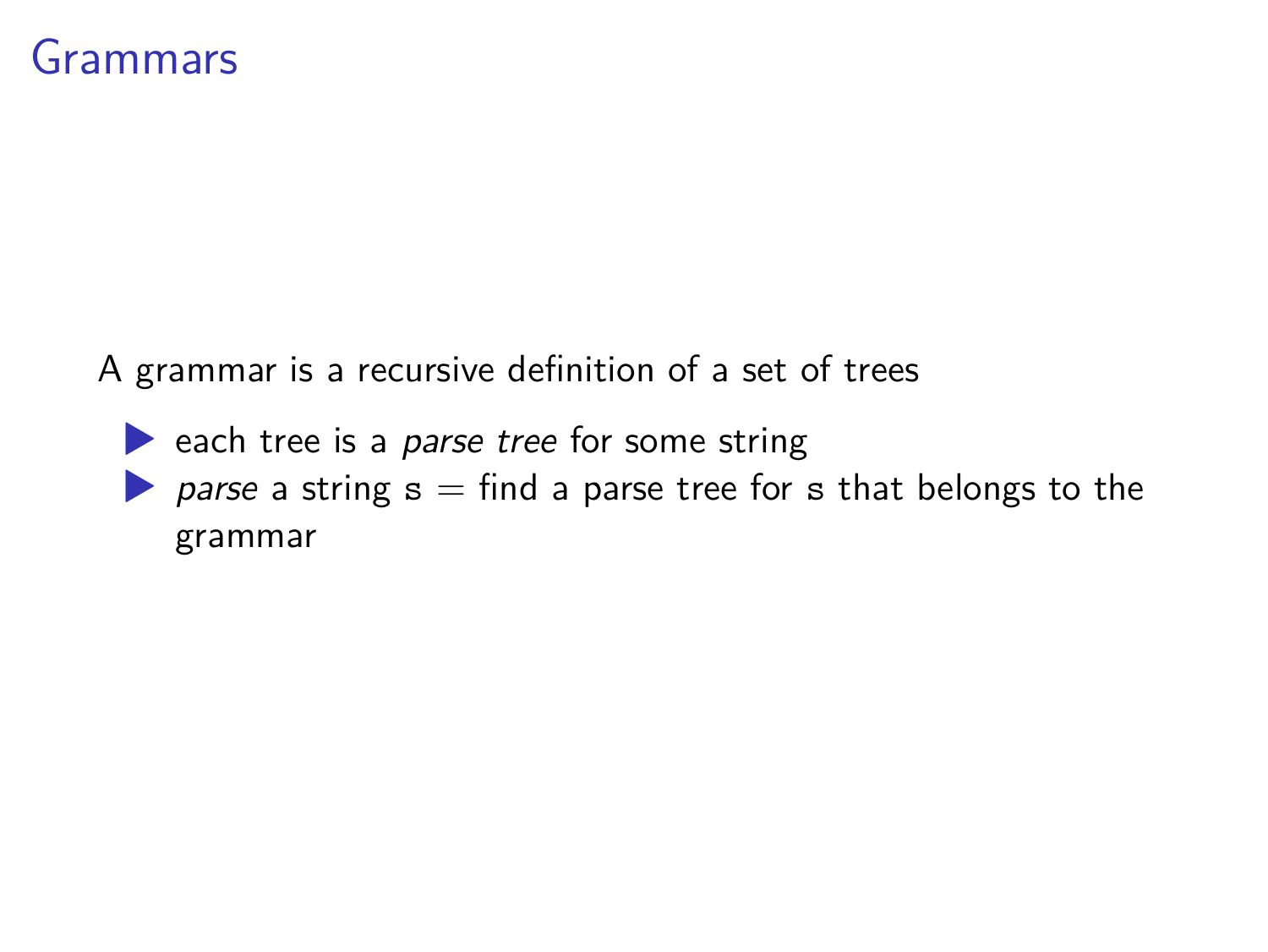# Grammars

A grammar is a recursive definition of a set of trees

- each tree is a *parse tree* for some string
- *parse* a string $\mathtt{s}$ = find a parse tree for $\mathtt{s}$ that belongs to the grammar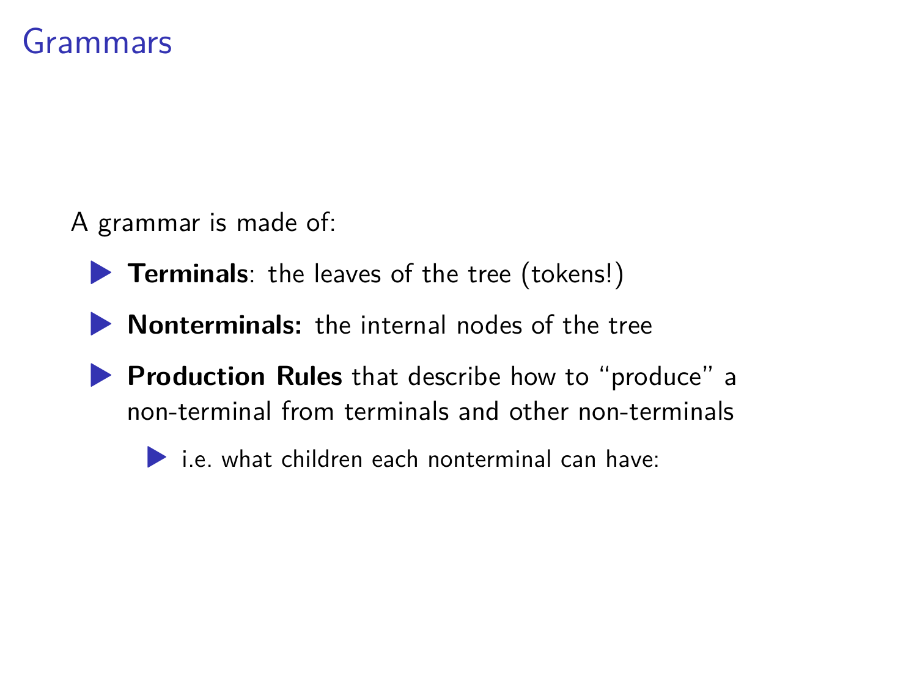# Grammars

A grammar is made of:

- **Terminals**: the leaves of the tree (tokens!)
- **Nonterminals:** the internal nodes of the tree
- **Production Rules** that describe how to "produce" a non-terminal from terminals and other non-terminals
  - i.e. what children each nonterminal can have: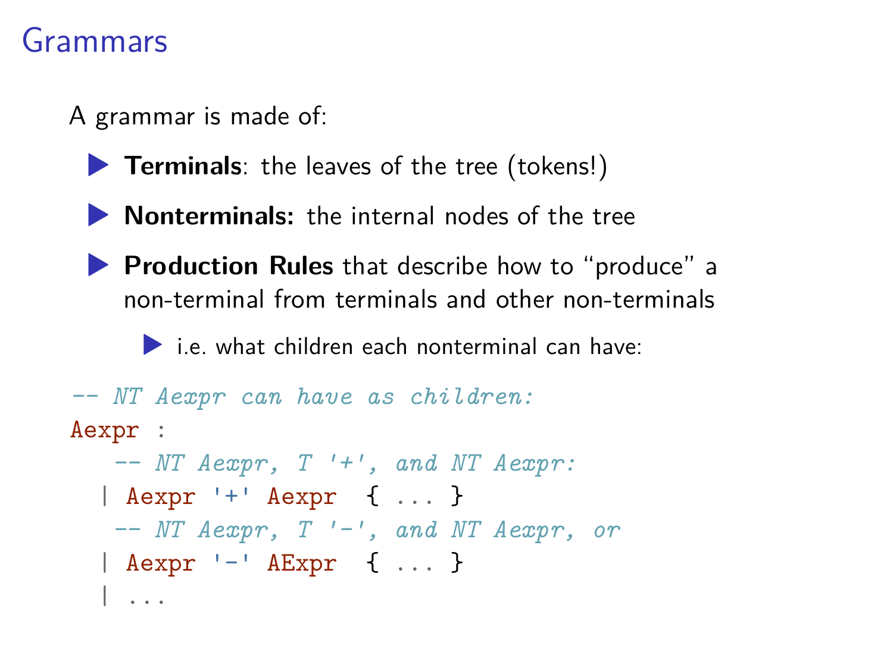# Grammars

A grammar is made of:

- **Terminals**: the leaves of the tree (tokens!)
- **Nonterminals:** the internal nodes of the tree
- **Production Rules** that describe how to "produce" a non-terminal from terminals and other non-terminals
  - i.e. what children each nonterminal can have:

```
-- NT Aexpr can have as children:
Aexpr :
    -- NT Aexpr, T '+', and NT Aexpr:
  | Aexpr '+' Aexpr  { ... }
    -- NT Aexpr, T '-', and NT Aexpr, or
  | Aexpr '-' AExpr  { ... }
  | ...
```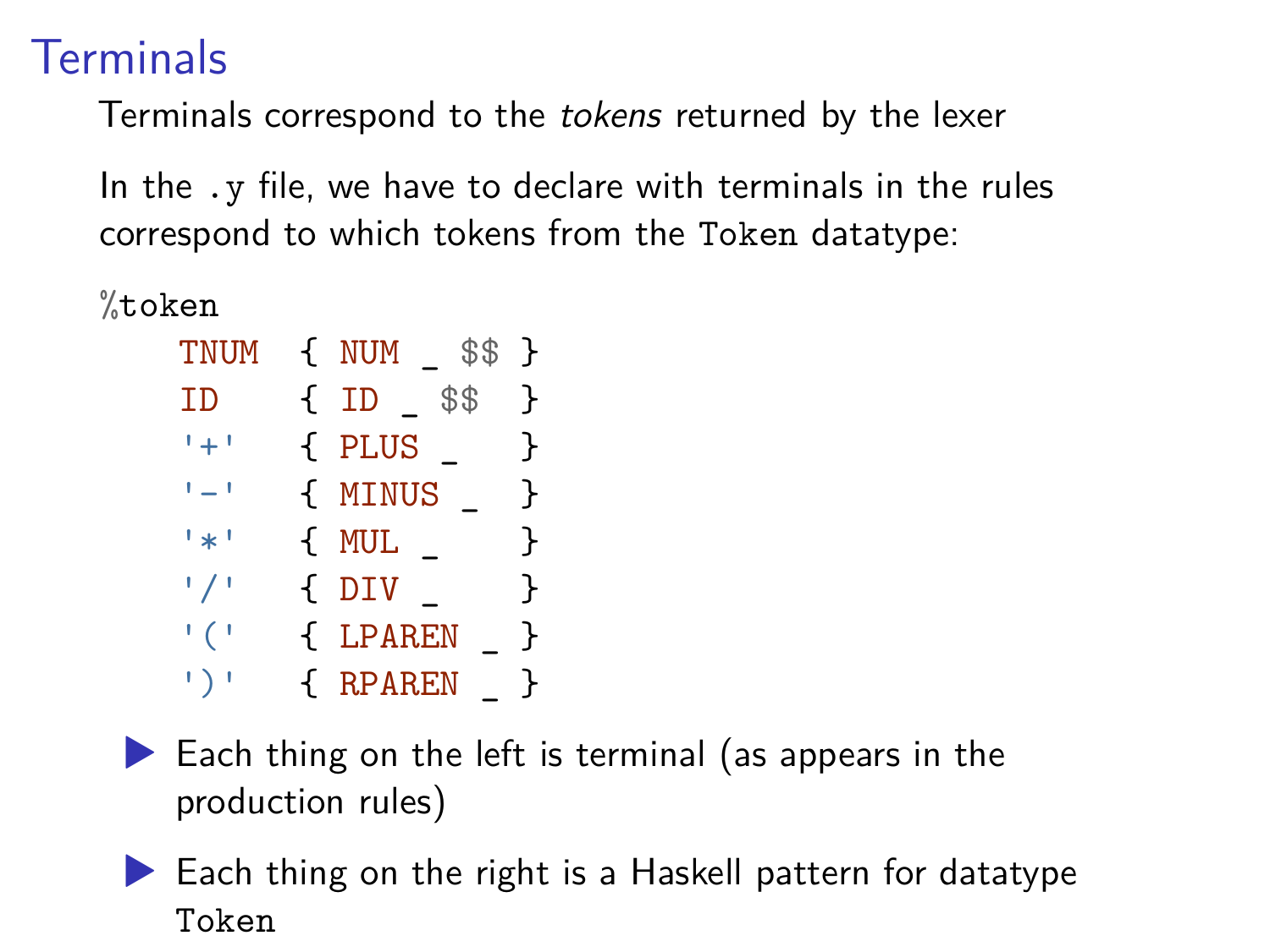# Terminals

Terminals correspond to the *tokens* returned by the lexer

In the `.y` file, we have to declare with terminals in the rules correspond to which tokens from the `Token` datatype:

```
%token
    TNUM  { NUM _ $$ }
    ID    { ID _ $$  }
    '+'   { PLUS _   }
    '-'   { MINUS _  }
    '*'   { MUL _    }
    '/'   { DIV _    }
    '('   { LPAREN _ }
    ')'   { RPAREN _ }
```

- Each thing on the left is terminal (as appears in the production rules)
- Each thing on the right is a Haskell pattern for datatype `Token`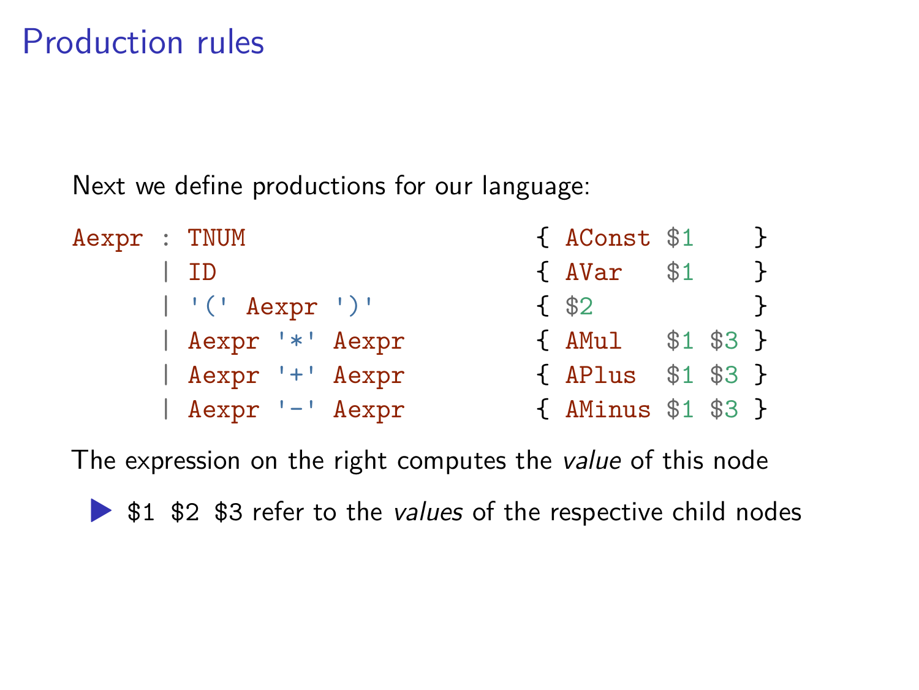# Production rules

Next we define productions for our language:

```
Aexpr : TNUM                      { AConst $1    }
      | ID                        { AVar   $1    }
      | '(' Aexpr ')'             { $2           }
      | Aexpr '*' Aexpr           { AMul   $1 $3 }
      | Aexpr '+' Aexpr           { APlus  $1 $3 }
      | Aexpr '-' Aexpr           { AMinus $1 $3 }
```

The expression on the right computes the *value* of this node

- $1 $2 $3 refer to the *values* of the respective child nodes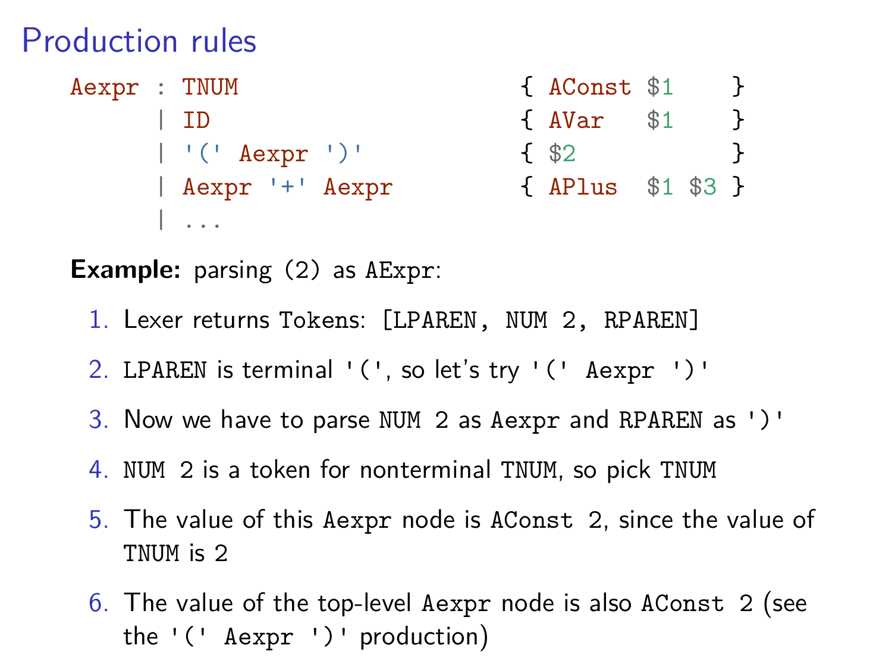# Production rules

```
Aexpr : TNUM                    { AConst $1    }
      | ID                      { AVar   $1    }
      | '(' Aexpr ')'           { $2           }
      | Aexpr '+' Aexpr         { APlus  $1 $3 }
      | ...
```

**Example:** parsing `(2)` as `AExpr`:

1. Lexer returns Tokens: `[LPAREN, NUM 2, RPAREN]`
2. `LPAREN` is terminal `'('`, so let's try `'(' Aexpr ')'`
3. Now we have to parse `NUM 2` as `Aexpr` and `RPAREN` as `')'`
4. `NUM 2` is a token for nonterminal `TNUM`, so pick `TNUM`
5. The value of this `Aexpr` node is `AConst 2`, since the value of `TNUM` is `2`
6. The value of the top-level `Aexpr` node is also `AConst 2` (see the `'(' Aexpr ')'` production)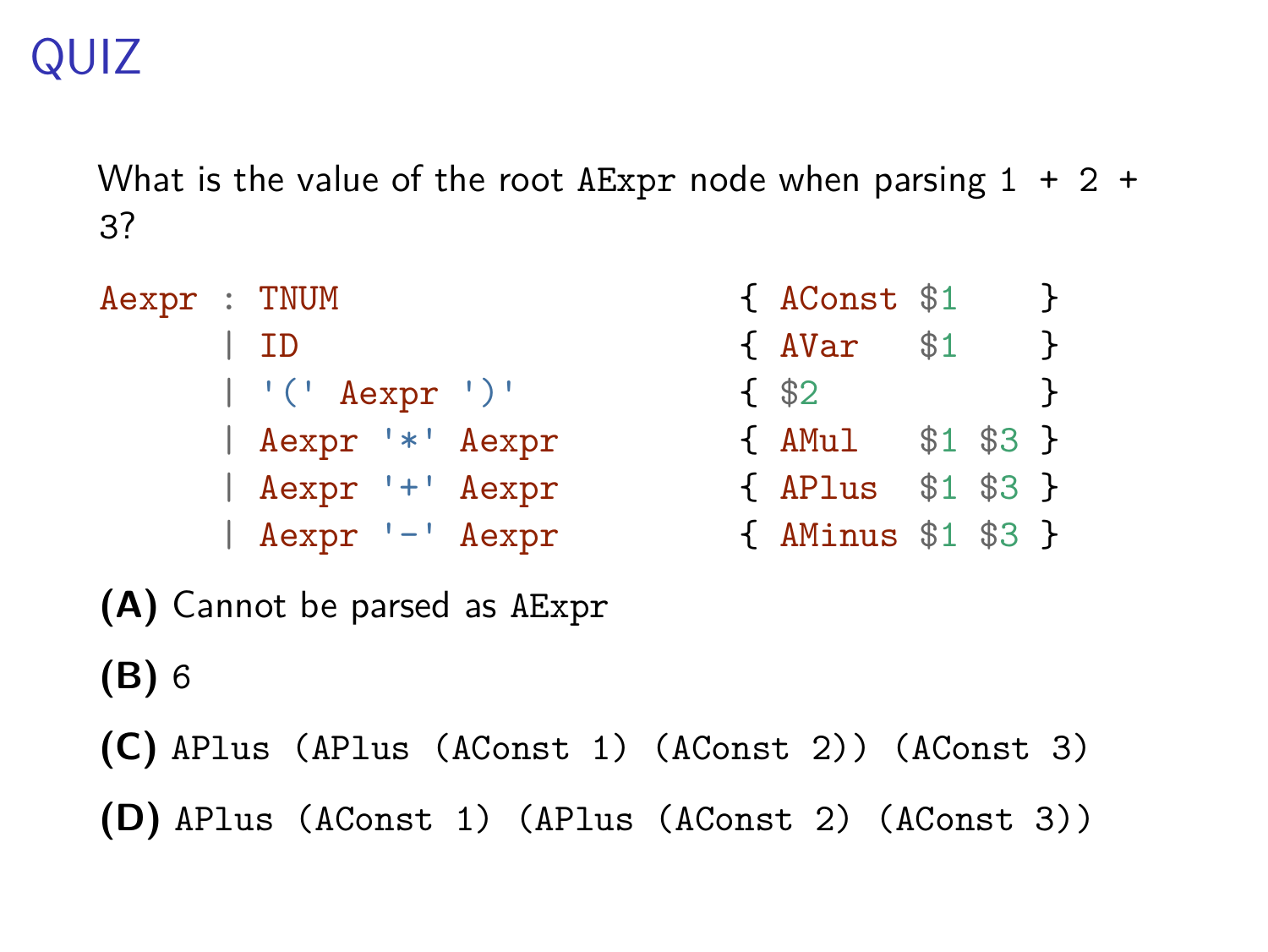# QUIZ

What is the value of the root `AExpr` node when parsing `1 + 2 + 3`?

```
Aexpr : TNUM                    { AConst $1    }
      | ID                      { AVar   $1    }
      | '(' Aexpr ')'           { $2           }
      | Aexpr '*' Aexpr         { AMul   $1 $3 }
      | Aexpr '+' Aexpr         { APlus  $1 $3 }
      | Aexpr '-' Aexpr         { AMinus $1 $3 }
```

**(A)** Cannot be parsed as `AExpr`

**(B)** 6

**(C)** `APlus (APlus (AConst 1) (AConst 2)) (AConst 3)`

**(D)** `APlus (AConst 1) (APlus (AConst 2) (AConst 3))`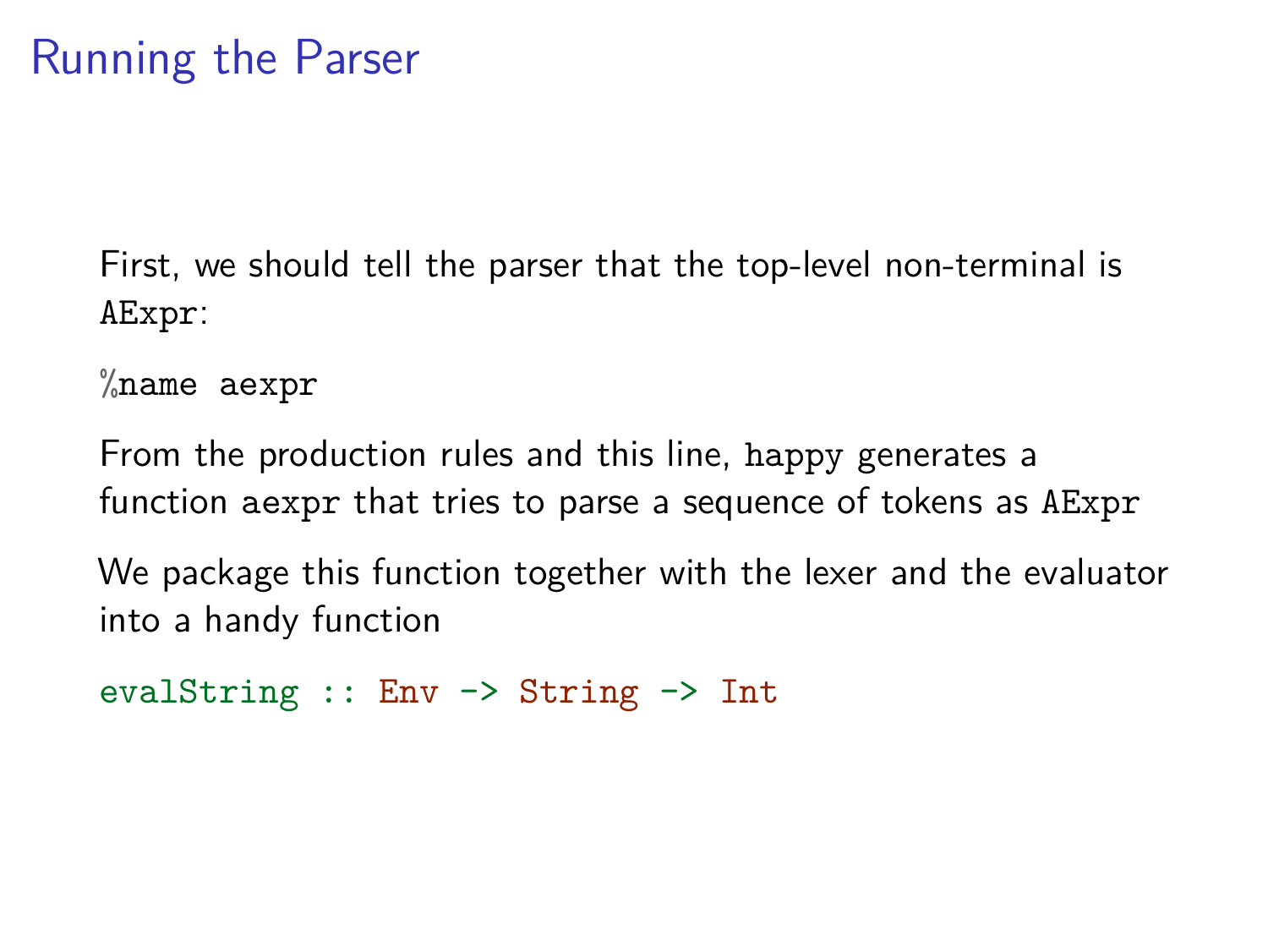# Running the Parser

First, we should tell the parser that the top-level non-terminal is `AExpr`:

```
%name aexpr
```

From the production rules and this line, `happy` generates a function `aexpr` that tries to parse a sequence of tokens as `AExpr`

We package this function together with the lexer and the evaluator into a handy function

```
evalString :: Env -> String -> Int
```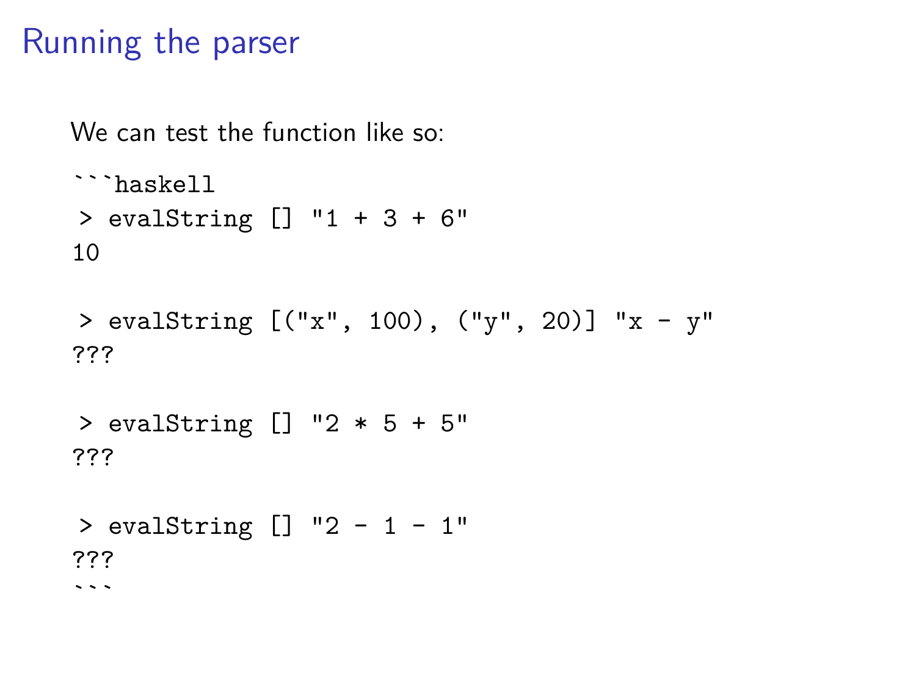# Running the parser

We can test the function like so:

```haskell
 > evalString [] "1 + 3 + 6"
10

 > evalString [("x", 100), ("y", 20)] "x - y"
???

 > evalString [] "2 * 5 + 5"
???

 > evalString [] "2 - 1 - 1"
???
```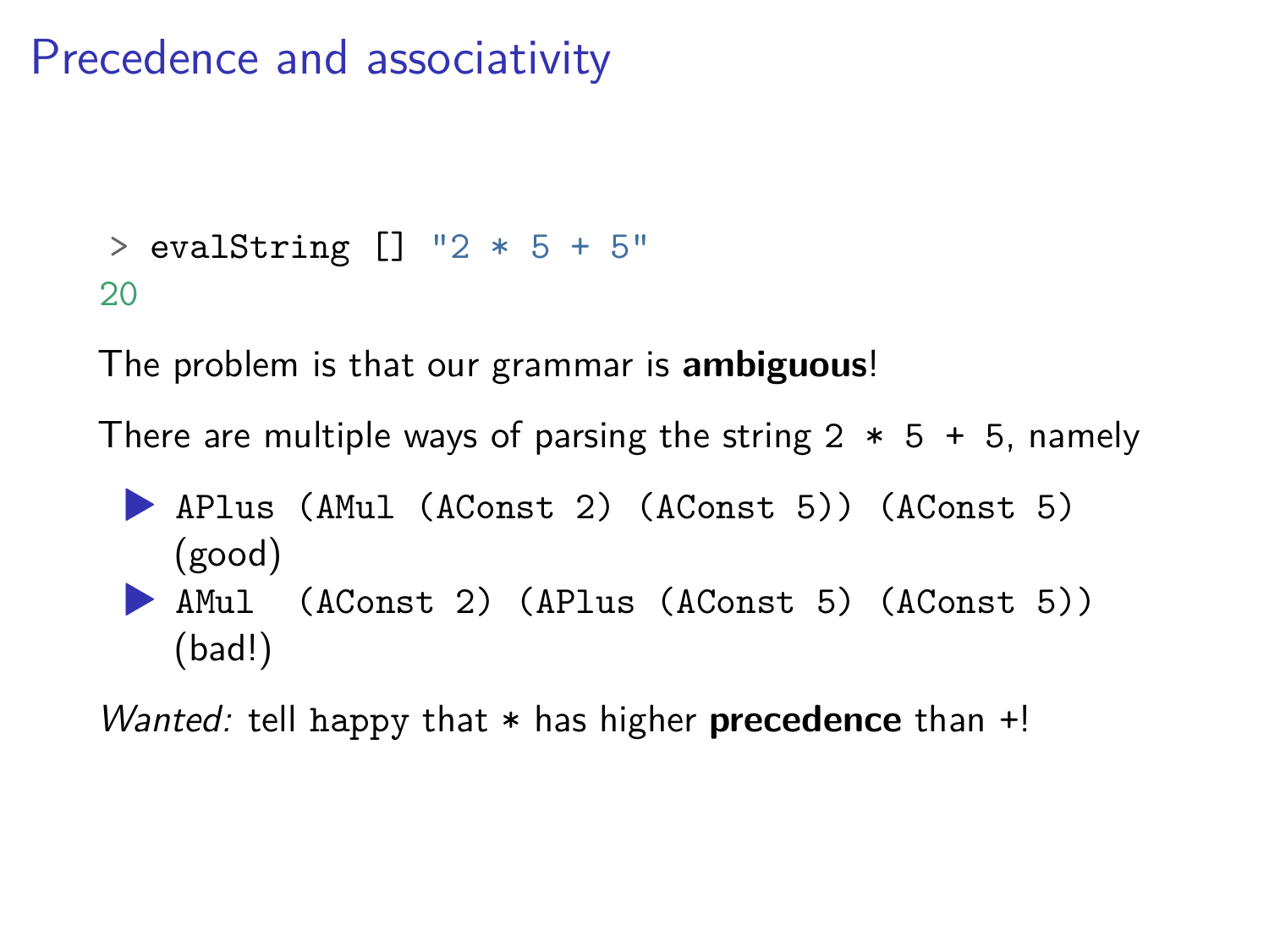# Precedence and associativity

```
> evalString [] "2 * 5 + 5"
20
```

The problem is that our grammar is **ambiguous**!

There are multiple ways of parsing the string `2 * 5 + 5`, namely

- `APlus (AMul (AConst 2) (AConst 5)) (AConst 5)` (good)
- `AMul  (AConst 2) (APlus (AConst 5) (AConst 5))` (bad!)

*Wanted:* tell `happy` that `*` has higher **precedence** than `+`!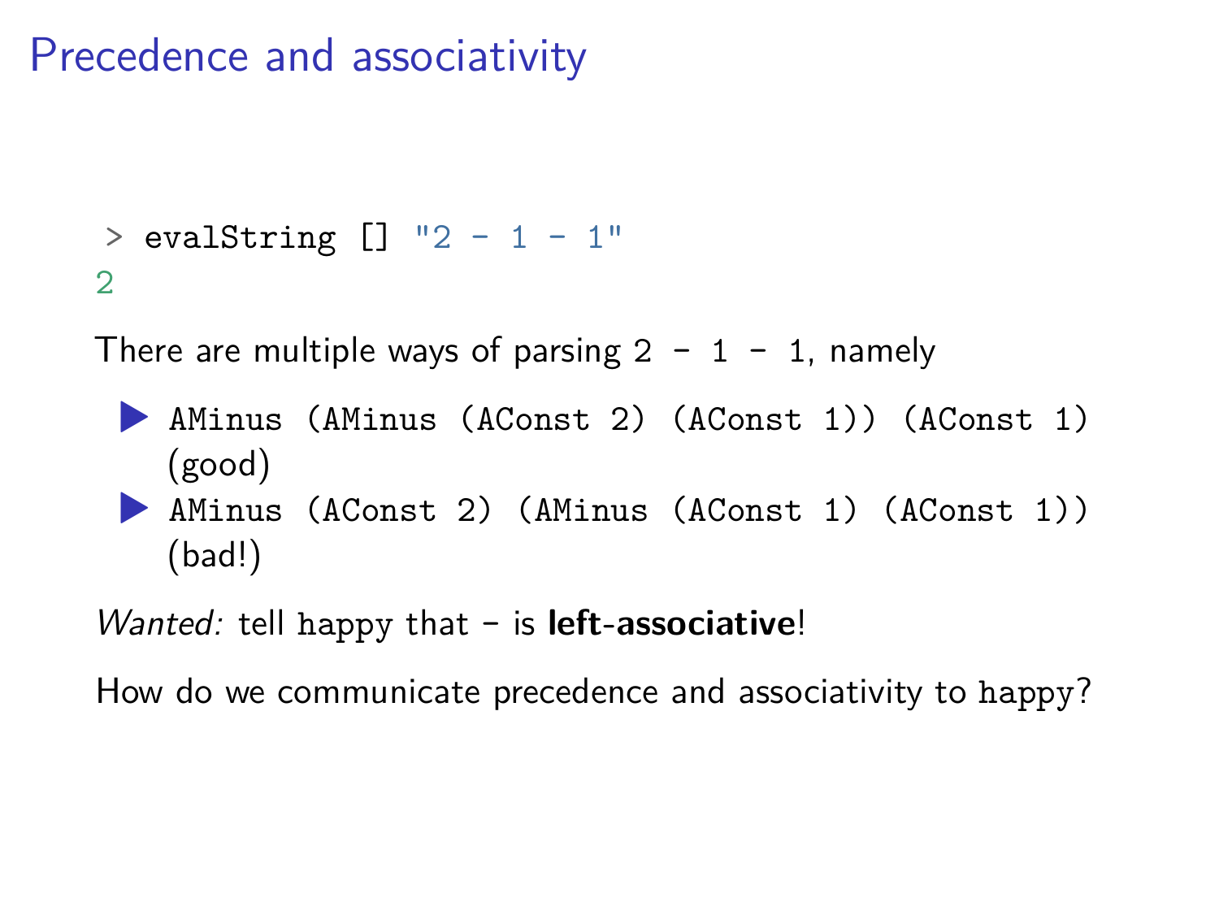# Precedence and associativity

```
> evalString [] "2 - 1 - 1"
2
```

There are multiple ways of parsing `2 - 1 - 1`, namely

- `AMinus (AMinus (AConst 2) (AConst 1)) (AConst 1)` (good)
- `AMinus (AConst 2) (AMinus (AConst 1) (AConst 1))` (bad!)

*Wanted:* tell `happy` that `-` is **left-associative**!

How do we communicate precedence and associativity to `happy`?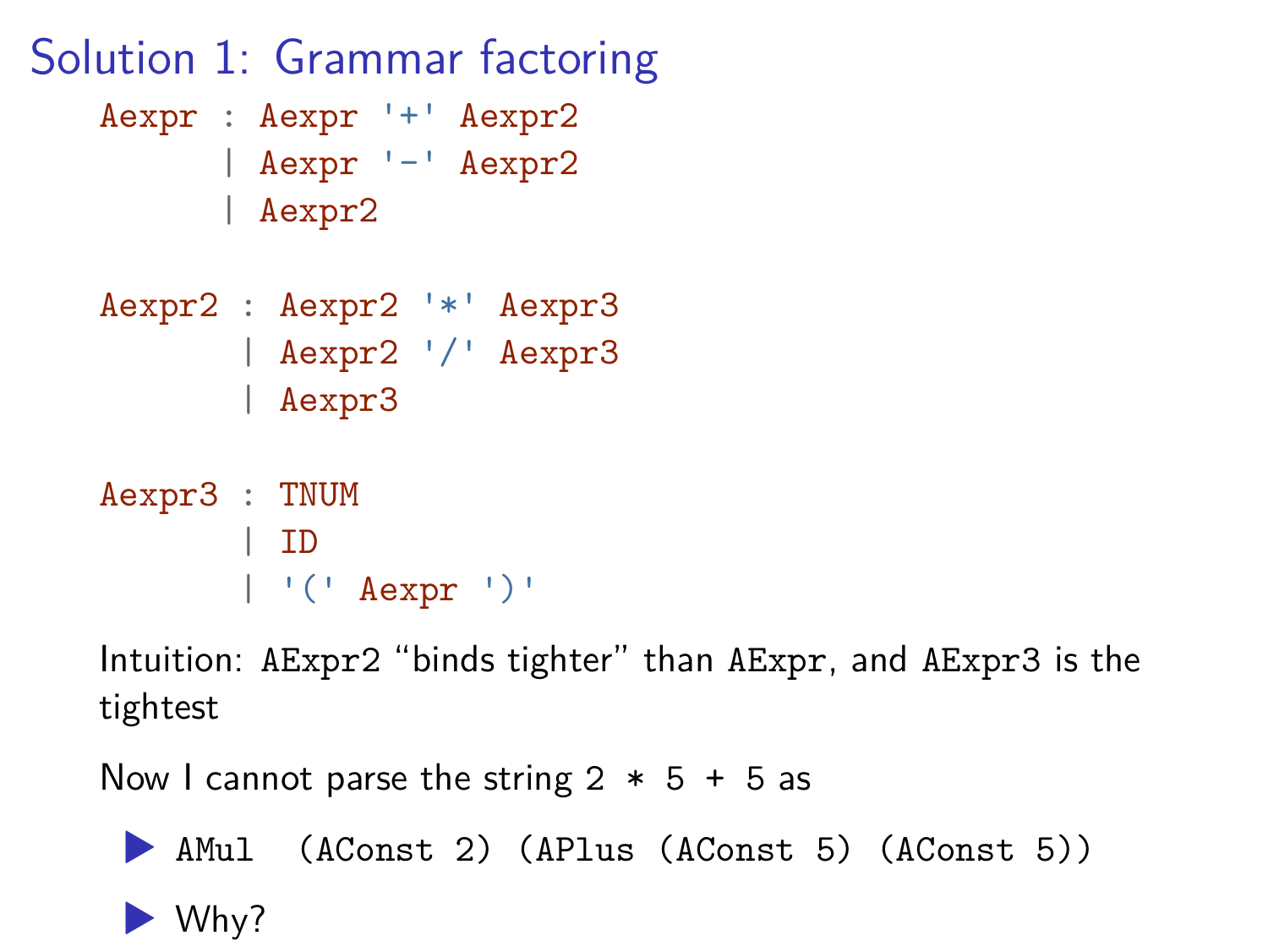# Solution 1: Grammar factoring

```
Aexpr : Aexpr '+' Aexpr2
      | Aexpr '-' Aexpr2
      | Aexpr2

Aexpr2 : Aexpr2 '*' Aexpr3
       | Aexpr2 '/' Aexpr3
       | Aexpr3

Aexpr3 : TNUM
       | ID
       | '(' Aexpr ')'
```

Intuition: `AExpr2` "binds tighter" than `AExpr`, and `AExpr3` is the tightest

Now I cannot parse the string `2 * 5 + 5` as

- `AMul  (AConst 2) (APlus (AConst 5) (AConst 5))`
- Why?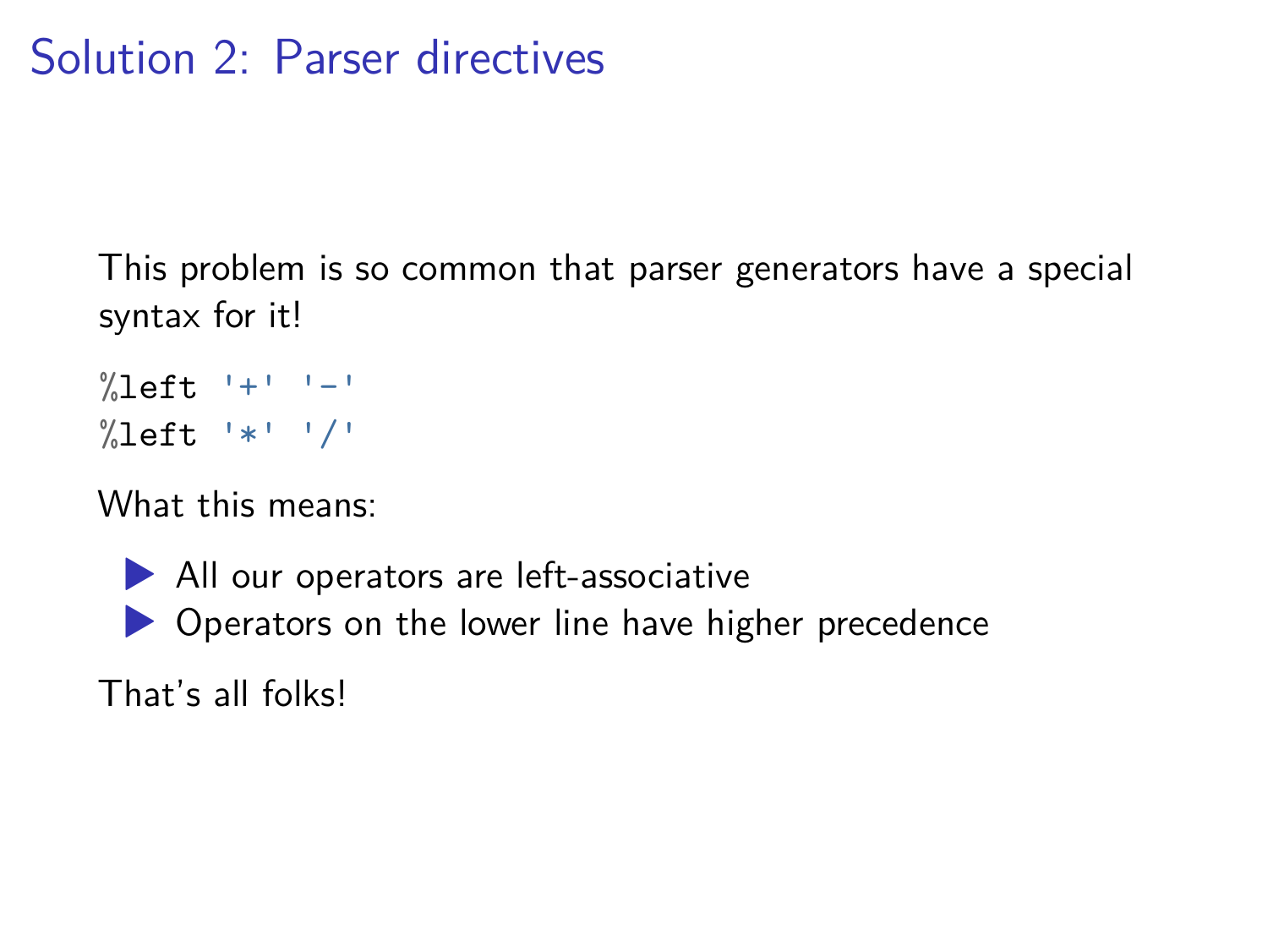# Solution 2: Parser directives

This problem is so common that parser generators have a special syntax for it!

```
%left '+' '-'
%left '*' '/'
```

What this means:

- All our operators are left-associative
- Operators on the lower line have higher precedence

That's all folks!